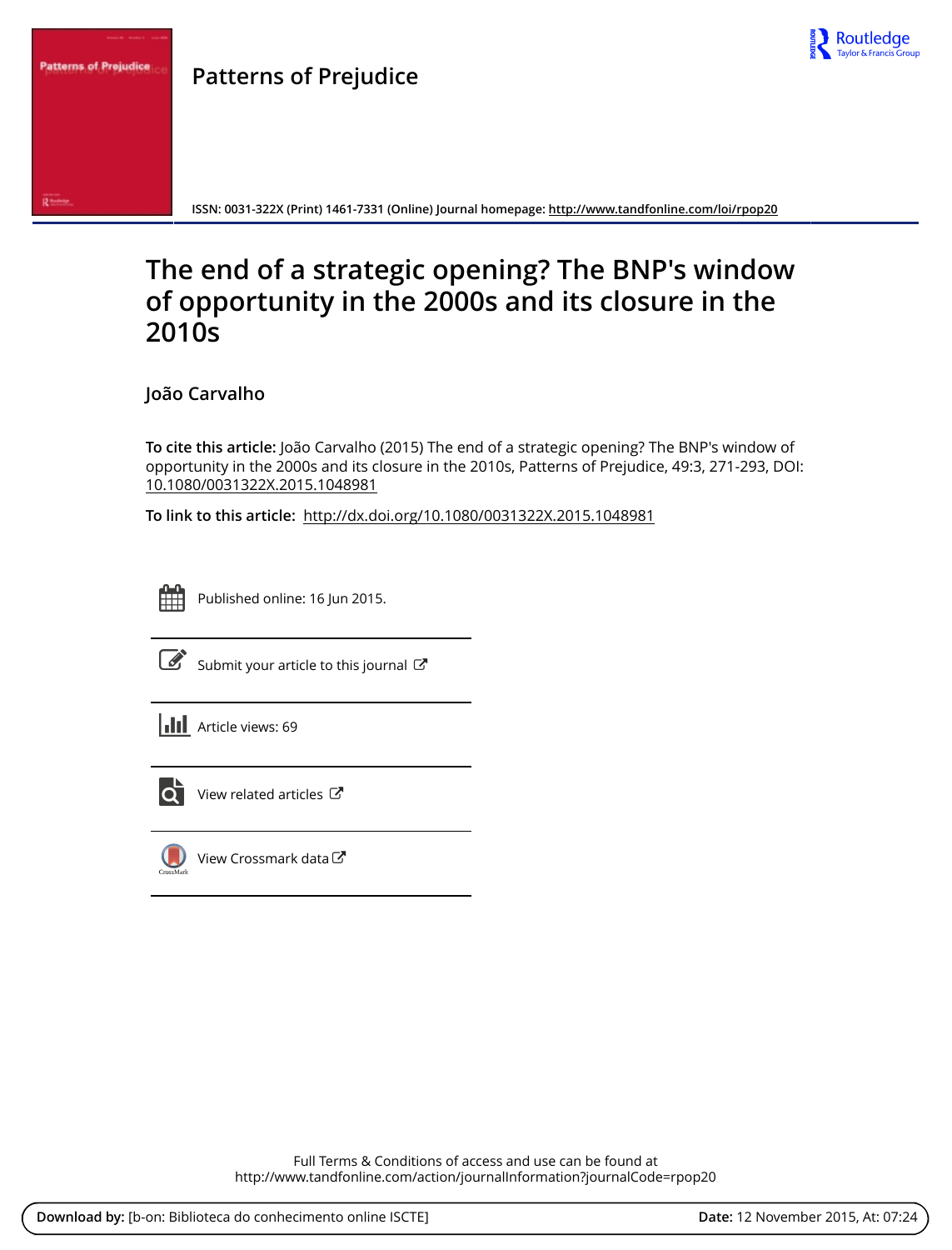# Patterns of Prejudice

ISSN: 0031-322X (Print) 1461-7331 (Online) Journal homepage: http://www.tandfonline.com/loi/rpop20

# The end of a strategic opening? The BNP's window of opportunity in the 2000s and its closure in the 2010s

**João Carvalho**

**To cite this article:** João Carvalho (2015) The end of a strategic opening? The BNP's window of opportunity in the 2000s and its closure in the 2010s, Patterns of Prejudice, 49:3, 271-293, DOI: 10.1080/0031322X.2015.1048981

**To link to this article:** http://dx.doi.org/10.1080/0031322X.2015.1048981

Published online: 16 Jun 2015.

Submit your article to this journal

Article views: 69

View related articles

View Crossmark data

Full Terms & Conditions of access and use can be found at
http://www.tandfonline.com/action/journalInformation?journalCode=rpop20

**Download by:** [b-on: Biblioteca do conhecimento online ISCTE] **Date:** 12 November 2015, At: 07:24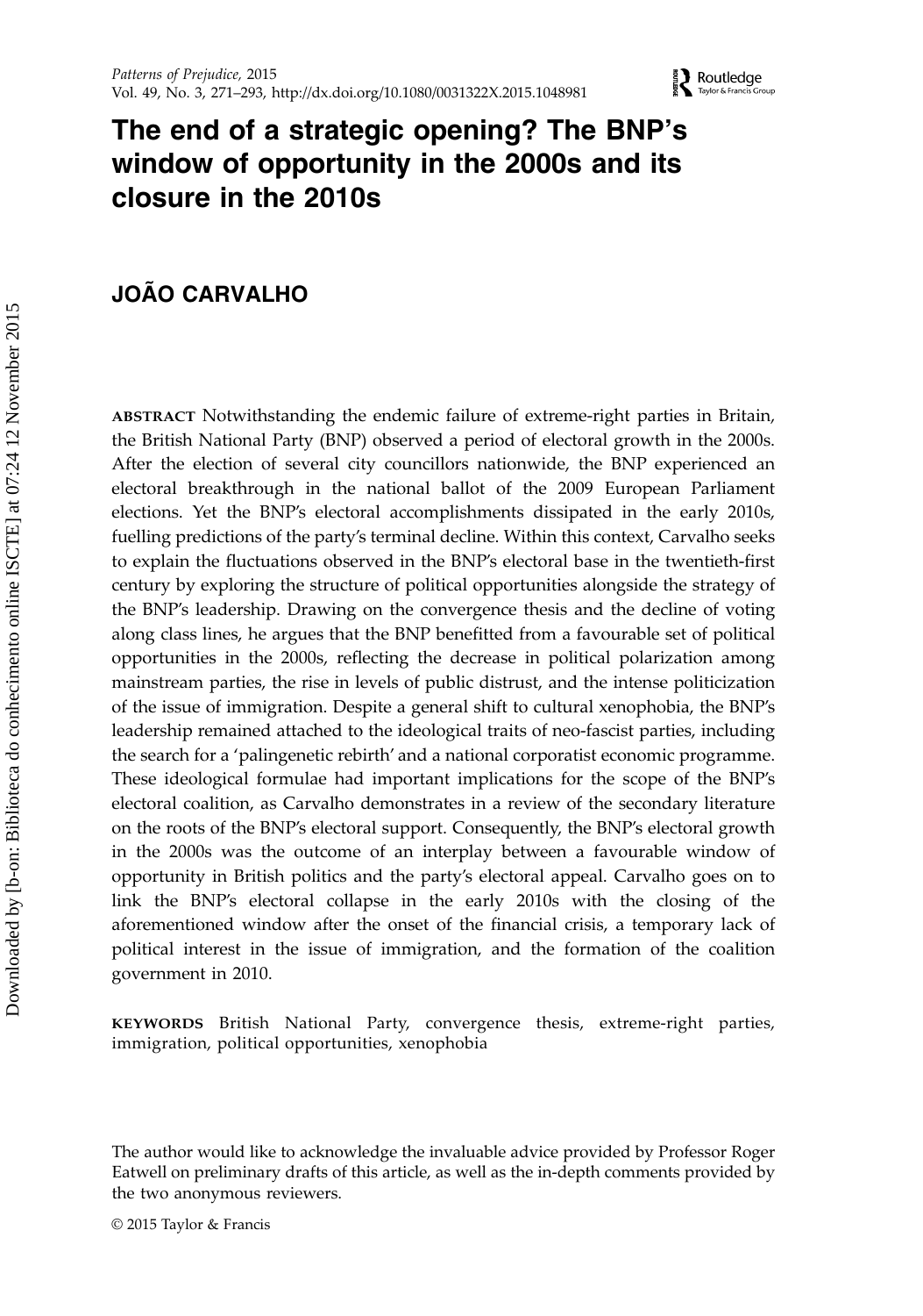# The end of a strategic opening? The BNP's window of opportunity in the 2000s and its closure in the 2010s

## JOÃO CARVALHO

**ABSTRACT** Notwithstanding the endemic failure of extreme-right parties in Britain, the British National Party (BNP) observed a period of electoral growth in the 2000s. After the election of several city councillors nationwide, the BNP experienced an electoral breakthrough in the national ballot of the 2009 European Parliament elections. Yet the BNP's electoral accomplishments dissipated in the early 2010s, fuelling predictions of the party's terminal decline. Within this context, Carvalho seeks to explain the fluctuations observed in the BNP's electoral base in the twentieth-first century by exploring the structure of political opportunities alongside the strategy of the BNP's leadership. Drawing on the convergence thesis and the decline of voting along class lines, he argues that the BNP benefitted from a favourable set of political opportunities in the 2000s, reflecting the decrease in political polarization among mainstream parties, the rise in levels of public distrust, and the intense politicization of the issue of immigration. Despite a general shift to cultural xenophobia, the BNP's leadership remained attached to the ideological traits of neo-fascist parties, including the search for a 'palingenetic rebirth' and a national corporatist economic programme. These ideological formulae had important implications for the scope of the BNP's electoral coalition, as Carvalho demonstrates in a review of the secondary literature on the roots of the BNP's electoral support. Consequently, the BNP's electoral growth in the 2000s was the outcome of an interplay between a favourable window of opportunity in British politics and the party's electoral appeal. Carvalho goes on to link the BNP's electoral collapse in the early 2010s with the closing of the aforementioned window after the onset of the financial crisis, a temporary lack of political interest in the issue of immigration, and the formation of the coalition government in 2010.

**KEYWORDS** British National Party, convergence thesis, extreme-right parties, immigration, political opportunities, xenophobia

The author would like to acknowledge the invaluable advice provided by Professor Roger Eatwell on preliminary drafts of this article, as well as the in-depth comments provided by the two anonymous reviewers.

© 2015 Taylor & Francis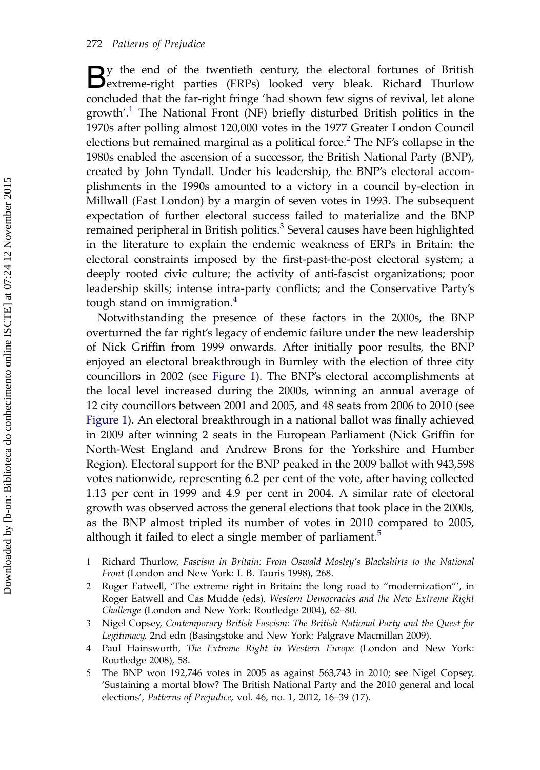By the end of the twentieth century, the electoral fortunes of British extreme-right parties (ERPs) looked very bleak. Richard Thurlow concluded that the far-right fringe 'had shown few signs of revival, let alone growth'.[1] The National Front (NF) briefly disturbed British politics in the 1970s after polling almost 120,000 votes in the 1977 Greater London Council elections but remained marginal as a political force.[2] The NF's collapse in the 1980s enabled the ascension of a successor, the British National Party (BNP), created by John Tyndall. Under his leadership, the BNP's electoral accomplishments in the 1990s amounted to a victory in a council by-election in Millwall (East London) by a margin of seven votes in 1993. The subsequent expectation of further electoral success failed to materialize and the BNP remained peripheral in British politics.[3] Several causes have been highlighted in the literature to explain the endemic weakness of ERPs in Britain: the electoral constraints imposed by the first-past-the-post electoral system; a deeply rooted civic culture; the activity of anti-fascist organizations; poor leadership skills; intense intra-party conflicts; and the Conservative Party's tough stand on immigration.[4]

Notwithstanding the presence of these factors in the 2000s, the BNP overturned the far right's legacy of endemic failure under the new leadership of Nick Griffin from 1999 onwards. After initially poor results, the BNP enjoyed an electoral breakthrough in Burnley with the election of three city councillors in 2002 (see Figure 1). The BNP's electoral accomplishments at the local level increased during the 2000s, winning an annual average of 12 city councillors between 2001 and 2005, and 48 seats from 2006 to 2010 (see Figure 1). An electoral breakthrough in a national ballot was finally achieved in 2009 after winning 2 seats in the European Parliament (Nick Griffin for North-West England and Andrew Brons for the Yorkshire and Humber Region). Electoral support for the BNP peaked in the 2009 ballot with 943,598 votes nationwide, representing 6.2 per cent of the vote, after having collected 1.13 per cent in 1999 and 4.9 per cent in 2004. A similar rate of electoral growth was observed across the general elections that took place in the 2000s, as the BNP almost tripled its number of votes in 2010 compared to 2005, although it failed to elect a single member of parliament.[5]

1 Richard Thurlow, *Fascism in Britain: From Oswald Mosley's Blackshirts to the National Front* (London and New York: I. B. Tauris 1998), 268.

2 Roger Eatwell, 'The extreme right in Britain: the long road to "modernization"', in Roger Eatwell and Cas Mudde (eds), *Western Democracies and the New Extreme Right Challenge* (London and New York: Routledge 2004), 62–80.

3 Nigel Copsey, *Contemporary British Fascism: The British National Party and the Quest for Legitimacy*, 2nd edn (Basingstoke and New York: Palgrave Macmillan 2009).

4 Paul Hainsworth, *The Extreme Right in Western Europe* (London and New York: Routledge 2008), 58.

5 The BNP won 192,746 votes in 2005 as against 563,743 in 2010; see Nigel Copsey, 'Sustaining a mortal blow? The British National Party and the 2010 general and local elections', *Patterns of Prejudice*, vol. 46, no. 1, 2012, 16–39 (17).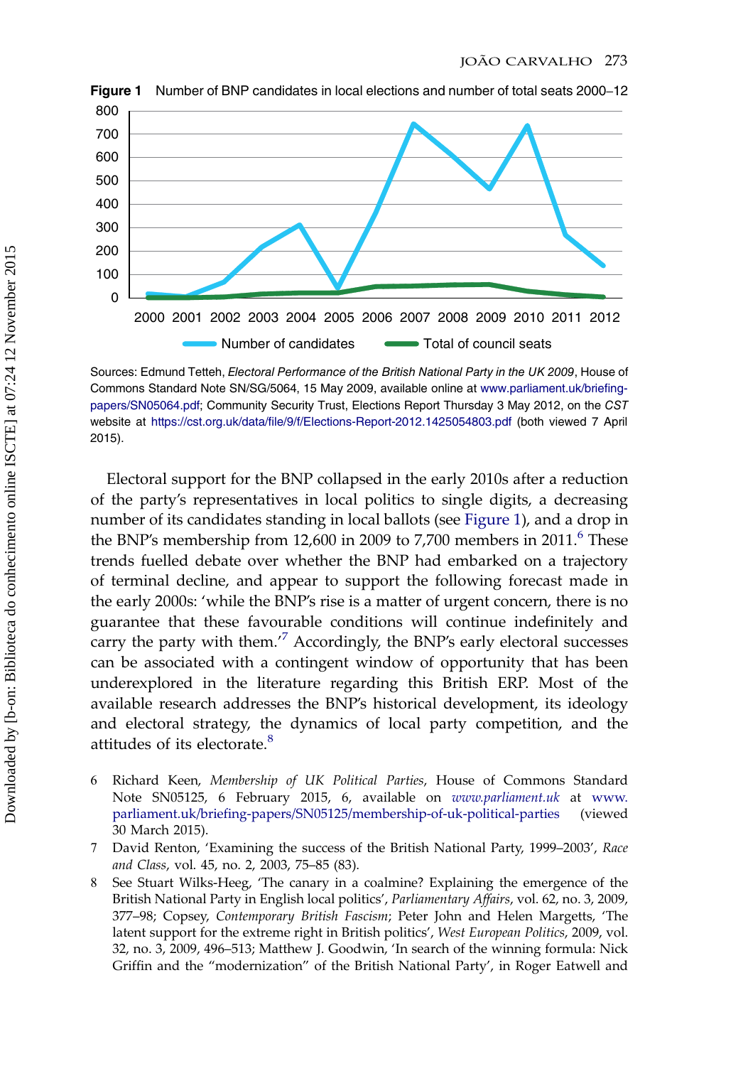**Figure 1** Number of BNP candidates in local elections and number of total seats 2000–12

Sources: Edmund Tetteh, *Electoral Performance of the British National Party in the UK 2009*, House of Commons Standard Note SN/SG/5064, 15 May 2009, available online at www.parliament.uk/briefing-papers/SN05064.pdf; Community Security Trust, Elections Report Thursday 3 May 2012, on the *CST* website at https://cst.org.uk/data/file/9/f/Elections-Report-2012.1425054803.pdf (both viewed 7 April 2015).

Electoral support for the BNP collapsed in the early 2010s after a reduction of the party's representatives in local politics to single digits, a decreasing number of its candidates standing in local ballots (see Figure 1), and a drop in the BNP's membership from 12,600 in 2009 to 7,700 members in 2011.[6] These trends fuelled debate over whether the BNP had embarked on a trajectory of terminal decline, and appear to support the following forecast made in the early 2000s: 'while the BNP's rise is a matter of urgent concern, there is no guarantee that these favourable conditions will continue indefinitely and carry the party with them.'[7] Accordingly, the BNP's early electoral successes can be associated with a contingent window of opportunity that has been underexplored in the literature regarding this British ERP. Most of the available research addresses the BNP's historical development, its ideology and electoral strategy, the dynamics of local party competition, and the attitudes of its electorate.[8]

6 Richard Keen, *Membership of UK Political Parties*, House of Commons Standard Note SN05125, 6 February 2015, 6, available on *www.parliament.uk* at www.parliament.uk/briefing-papers/SN05125/membership-of-uk-political-parties (viewed 30 March 2015).

7 David Renton, 'Examining the success of the British National Party, 1999–2003', *Race and Class*, vol. 45, no. 2, 2003, 75–85 (83).

8 See Stuart Wilks-Heeg, 'The canary in a coalmine? Explaining the emergence of the British National Party in English local politics', *Parliamentary Affairs*, vol. 62, no. 3, 2009, 377–98; Copsey, *Contemporary British Fascism*; Peter John and Helen Margetts, 'The latent support for the extreme right in British politics', *West European Politics*, 2009, vol. 32, no. 3, 2009, 496–513; Matthew J. Goodwin, 'In search of the winning formula: Nick Griffin and the "modernization" of the British National Party', in Roger Eatwell and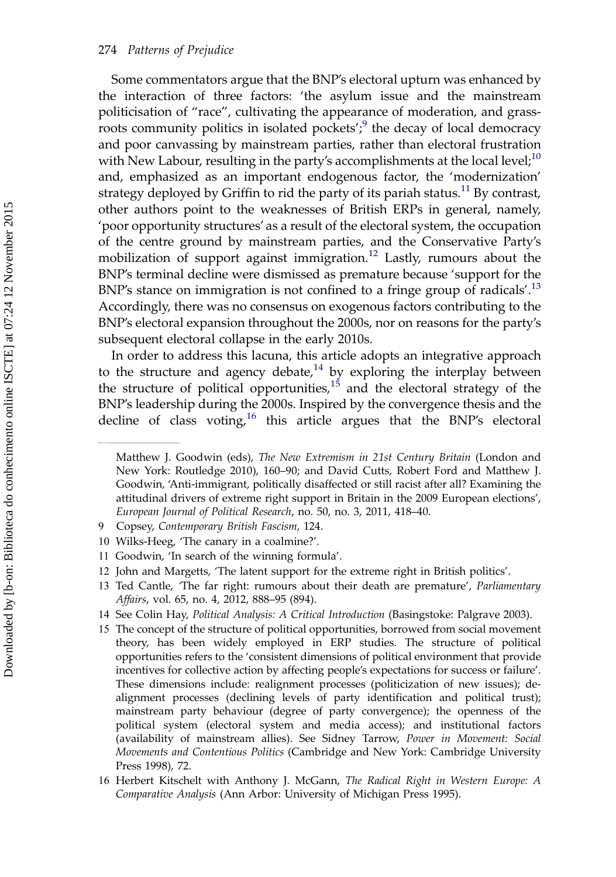Some commentators argue that the BNP's electoral upturn was enhanced by the interaction of three factors: 'the asylum issue and the mainstream politicisation of "race", cultivating the appearance of moderation, and grass-roots community politics in isolated pockets';[9] the decay of local democracy and poor canvassing by mainstream parties, rather than electoral frustration with New Labour, resulting in the party's accomplishments at the local level;[10] and, emphasized as an important endogenous factor, the 'modernization' strategy deployed by Griffin to rid the party of its pariah status.[11] By contrast, other authors point to the weaknesses of British ERPs in general, namely, 'poor opportunity structures' as a result of the electoral system, the occupation of the centre ground by mainstream parties, and the Conservative Party's mobilization of support against immigration.[12] Lastly, rumours about the BNP's terminal decline were dismissed as premature because 'support for the BNP's stance on immigration is not confined to a fringe group of radicals'.[13] Accordingly, there was no consensus on exogenous factors contributing to the BNP's electoral expansion throughout the 2000s, nor on reasons for the party's subsequent electoral collapse in the early 2010s.

In order to address this lacuna, this article adopts an integrative approach to the structure and agency debate,[14] by exploring the interplay between the structure of political opportunities,[15] and the electoral strategy of the BNP's leadership during the 2000s. Inspired by the convergence thesis and the decline of class voting,[16] this article argues that the BNP's electoral

---

Matthew J. Goodwin (eds), *The New Extremism in 21st Century Britain* (London and New York: Routledge 2010), 160–90; and David Cutts, Robert Ford and Matthew J. Goodwin, 'Anti-immigrant, politically disaffected or still racist after all? Examining the attitudinal drivers of extreme right support in Britain in the 2009 European elections', *European Journal of Political Research*, no. 50, no. 3, 2011, 418–40.

9 Copsey, *Contemporary British Fascism*, 124.

10 Wilks-Heeg, 'The canary in a coalmine?'.

11 Goodwin, 'In search of the winning formula'.

12 John and Margetts, 'The latent support for the extreme right in British politics'.

13 Ted Cantle, 'The far right: rumours about their death are premature', *Parliamentary Affairs*, vol. 65, no. 4, 2012, 888–95 (894).

14 See Colin Hay, *Political Analysis: A Critical Introduction* (Basingstoke: Palgrave 2003).

15 The concept of the structure of political opportunities, borrowed from social movement theory, has been widely employed in ERP studies. The structure of political opportunities refers to the 'consistent dimensions of political environment that provide incentives for collective action by affecting people's expectations for success or failure'. These dimensions include: realignment processes (politicization of new issues); de-alignment processes (declining levels of party identification and political trust); mainstream party behaviour (degree of party convergence); the openness of the political system (electoral system and media access); and institutional factors (availability of mainstream allies). See Sidney Tarrow, *Power in Movement: Social Movements and Contentious Politics* (Cambridge and New York: Cambridge University Press 1998), 72.

16 Herbert Kitschelt with Anthony J. McGann, *The Radical Right in Western Europe: A Comparative Analysis* (Ann Arbor: University of Michigan Press 1995).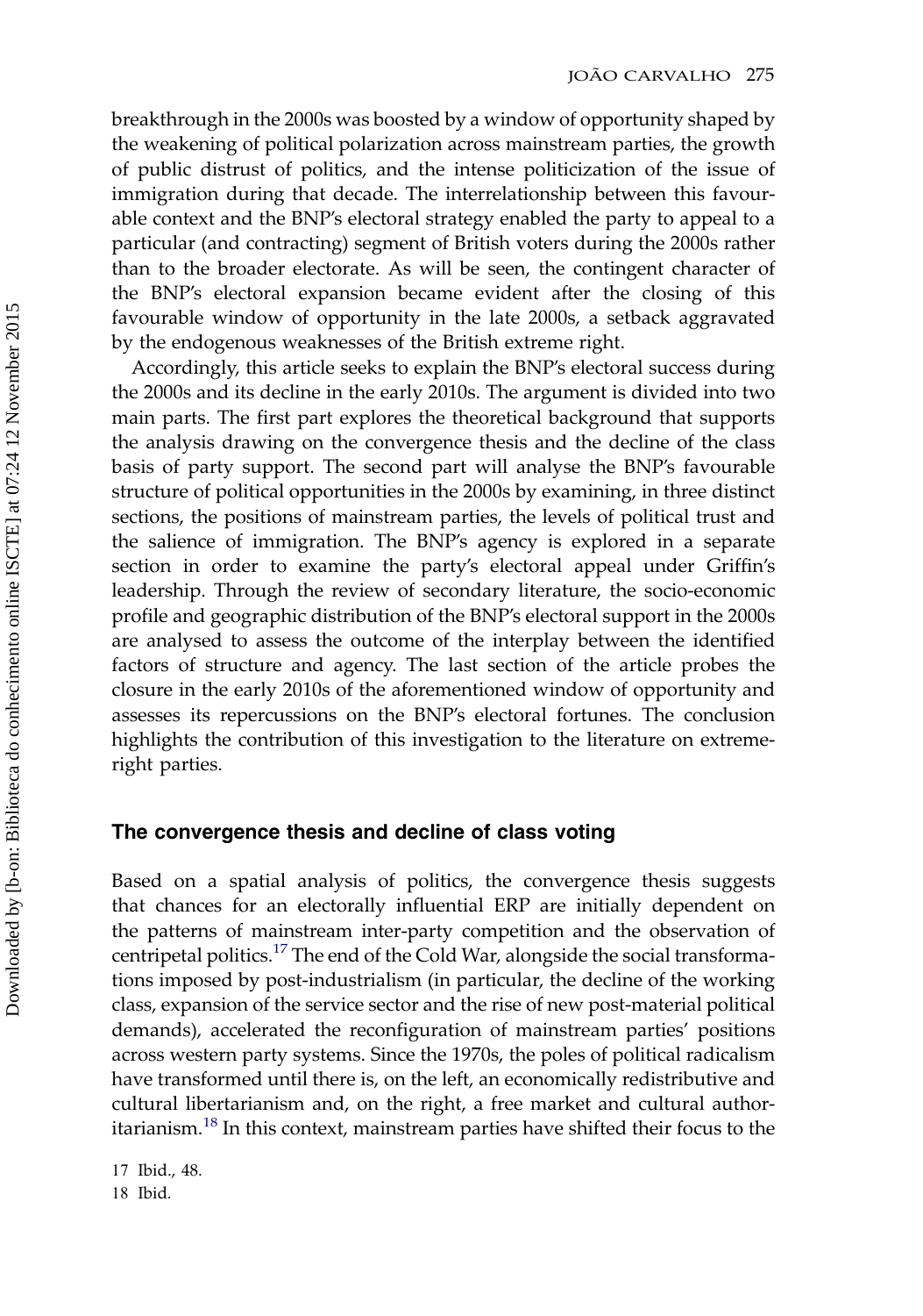breakthrough in the 2000s was boosted by a window of opportunity shaped by the weakening of political polarization across mainstream parties, the growth of public distrust of politics, and the intense politicization of the issue of immigration during that decade. The interrelationship between this favourable context and the BNP's electoral strategy enabled the party to appeal to a particular (and contracting) segment of British voters during the 2000s rather than to the broader electorate. As will be seen, the contingent character of the BNP's electoral expansion became evident after the closing of this favourable window of opportunity in the late 2000s, a setback aggravated by the endogenous weaknesses of the British extreme right.

Accordingly, this article seeks to explain the BNP's electoral success during the 2000s and its decline in the early 2010s. The argument is divided into two main parts. The first part explores the theoretical background that supports the analysis drawing on the convergence thesis and the decline of the class basis of party support. The second part will analyse the BNP's favourable structure of political opportunities in the 2000s by examining, in three distinct sections, the positions of mainstream parties, the levels of political trust and the salience of immigration. The BNP's agency is explored in a separate section in order to examine the party's electoral appeal under Griffin's leadership. Through the review of secondary literature, the socio-economic profile and geographic distribution of the BNP's electoral support in the 2000s are analysed to assess the outcome of the interplay between the identified factors of structure and agency. The last section of the article probes the closure in the early 2010s of the aforementioned window of opportunity and assesses its repercussions on the BNP's electoral fortunes. The conclusion highlights the contribution of this investigation to the literature on extreme-right parties.

## The convergence thesis and decline of class voting

Based on a spatial analysis of politics, the convergence thesis suggests that chances for an electorally influential ERP are initially dependent on the patterns of mainstream inter-party competition and the observation of centripetal politics.[17] The end of the Cold War, alongside the social transformations imposed by post-industrialism (in particular, the decline of the working class, expansion of the service sector and the rise of new post-material political demands), accelerated the reconfiguration of mainstream parties' positions across western party systems. Since the 1970s, the poles of political radicalism have transformed until there is, on the left, an economically redistributive and cultural libertarianism and, on the right, a free market and cultural authoritarianism.[18] In this context, mainstream parties have shifted their focus to the

17 Ibid., 48.

18 Ibid.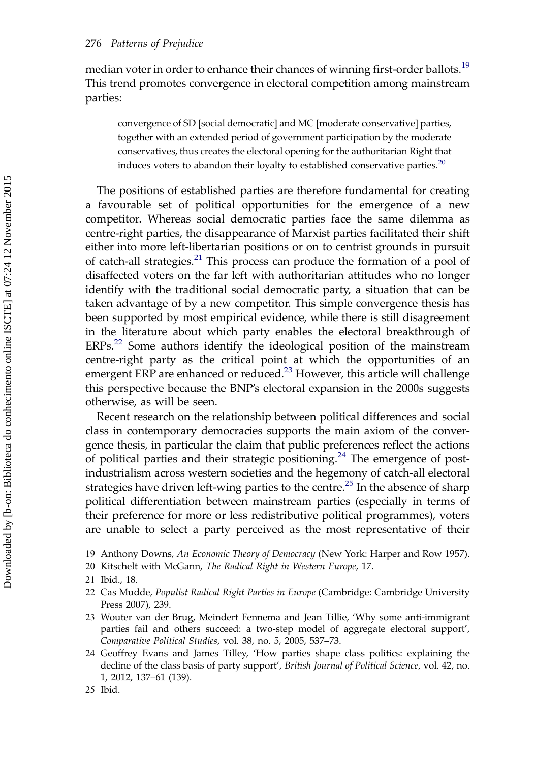median voter in order to enhance their chances of winning first-order ballots.[19] This trend promotes convergence in electoral competition among mainstream parties:

> convergence of SD [social democratic] and MC [moderate conservative] parties, together with an extended period of government participation by the moderate conservatives, thus creates the electoral opening for the authoritarian Right that induces voters to abandon their loyalty to established conservative parties.[20]

The positions of established parties are therefore fundamental for creating a favourable set of political opportunities for the emergence of a new competitor. Whereas social democratic parties face the same dilemma as centre-right parties, the disappearance of Marxist parties facilitated their shift either into more left-libertarian positions or on to centrist grounds in pursuit of catch-all strategies.[21] This process can produce the formation of a pool of disaffected voters on the far left with authoritarian attitudes who no longer identify with the traditional social democratic party, a situation that can be taken advantage of by a new competitor. This simple convergence thesis has been supported by most empirical evidence, while there is still disagreement in the literature about which party enables the electoral breakthrough of ERPs.[22] Some authors identify the ideological position of the mainstream centre-right party as the critical point at which the opportunities of an emergent ERP are enhanced or reduced.[23] However, this article will challenge this perspective because the BNP's electoral expansion in the 2000s suggests otherwise, as will be seen.

Recent research on the relationship between political differences and social class in contemporary democracies supports the main axiom of the convergence thesis, in particular the claim that public preferences reflect the actions of political parties and their strategic positioning.[24] The emergence of post-industrialism across western societies and the hegemony of catch-all electoral strategies have driven left-wing parties to the centre.[25] In the absence of sharp political differentiation between mainstream parties (especially in terms of their preference for more or less redistributive political programmes), voters are unable to select a party perceived as the most representative of their

19 Anthony Downs, *An Economic Theory of Democracy* (New York: Harper and Row 1957).

20 Kitschelt with McGann, *The Radical Right in Western Europe*, 17.

21 Ibid., 18.

22 Cas Mudde, *Populist Radical Right Parties in Europe* (Cambridge: Cambridge University Press 2007), 239.

23 Wouter van der Brug, Meindert Fennema and Jean Tillie, 'Why some anti-immigrant parties fail and others succeed: a two-step model of aggregate electoral support', *Comparative Political Studies*, vol. 38, no. 5, 2005, 537–73.

24 Geoffrey Evans and James Tilley, 'How parties shape class politics: explaining the decline of the class basis of party support', *British Journal of Political Science*, vol. 42, no. 1, 2012, 137–61 (139).

25 Ibid.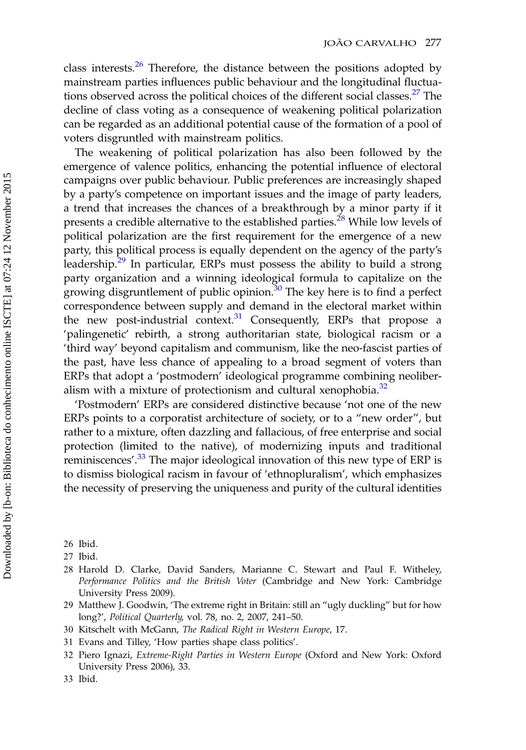class interests.[26] Therefore, the distance between the positions adopted by mainstream parties influences public behaviour and the longitudinal fluctuations observed across the political choices of the different social classes.[27] The decline of class voting as a consequence of weakening political polarization can be regarded as an additional potential cause of the formation of a pool of voters disgruntled with mainstream politics.

The weakening of political polarization has also been followed by the emergence of valence politics, enhancing the potential influence of electoral campaigns over public behaviour. Public preferences are increasingly shaped by a party's competence on important issues and the image of party leaders, a trend that increases the chances of a breakthrough by a minor party if it presents a credible alternative to the established parties.[28] While low levels of political polarization are the first requirement for the emergence of a new party, this political process is equally dependent on the agency of the party's leadership.[29] In particular, ERPs must possess the ability to build a strong party organization and a winning ideological formula to capitalize on the growing disgruntlement of public opinion.[30] The key here is to find a perfect correspondence between supply and demand in the electoral market within the new post-industrial context.[31] Consequently, ERPs that propose a 'palingenetic' rebirth, a strong authoritarian state, biological racism or a 'third way' beyond capitalism and communism, like the neo-fascist parties of the past, have less chance of appealing to a broad segment of voters than ERPs that adopt a 'postmodern' ideological programme combining neoliberalism with a mixture of protectionism and cultural xenophobia.[32]

'Postmodern' ERPs are considered distinctive because 'not one of the new ERPs points to a corporatist architecture of society, or to a "new order", but rather to a mixture, often dazzling and fallacious, of free enterprise and social protection (limited to the native), of modernizing inputs and traditional reminiscences'.[33] The major ideological innovation of this new type of ERP is to dismiss biological racism in favour of 'ethnopluralism', which emphasizes the necessity of preserving the uniqueness and purity of the cultural identities

26 Ibid.

27 Ibid.

28 Harold D. Clarke, David Sanders, Marianne C. Stewart and Paul F. Witheley, *Performance Politics and the British Voter* (Cambridge and New York: Cambridge University Press 2009).

29 Matthew J. Goodwin, 'The extreme right in Britain: still an "ugly duckling" but for how long?', *Political Quarterly*, vol. 78, no. 2, 2007, 241–50.

30 Kitschelt with McGann, *The Radical Right in Western Europe*, 17.

31 Evans and Tilley, 'How parties shape class politics'.

32 Piero Ignazi, *Extreme-Right Parties in Western Europe* (Oxford and New York: Oxford University Press 2006), 33.

33 Ibid.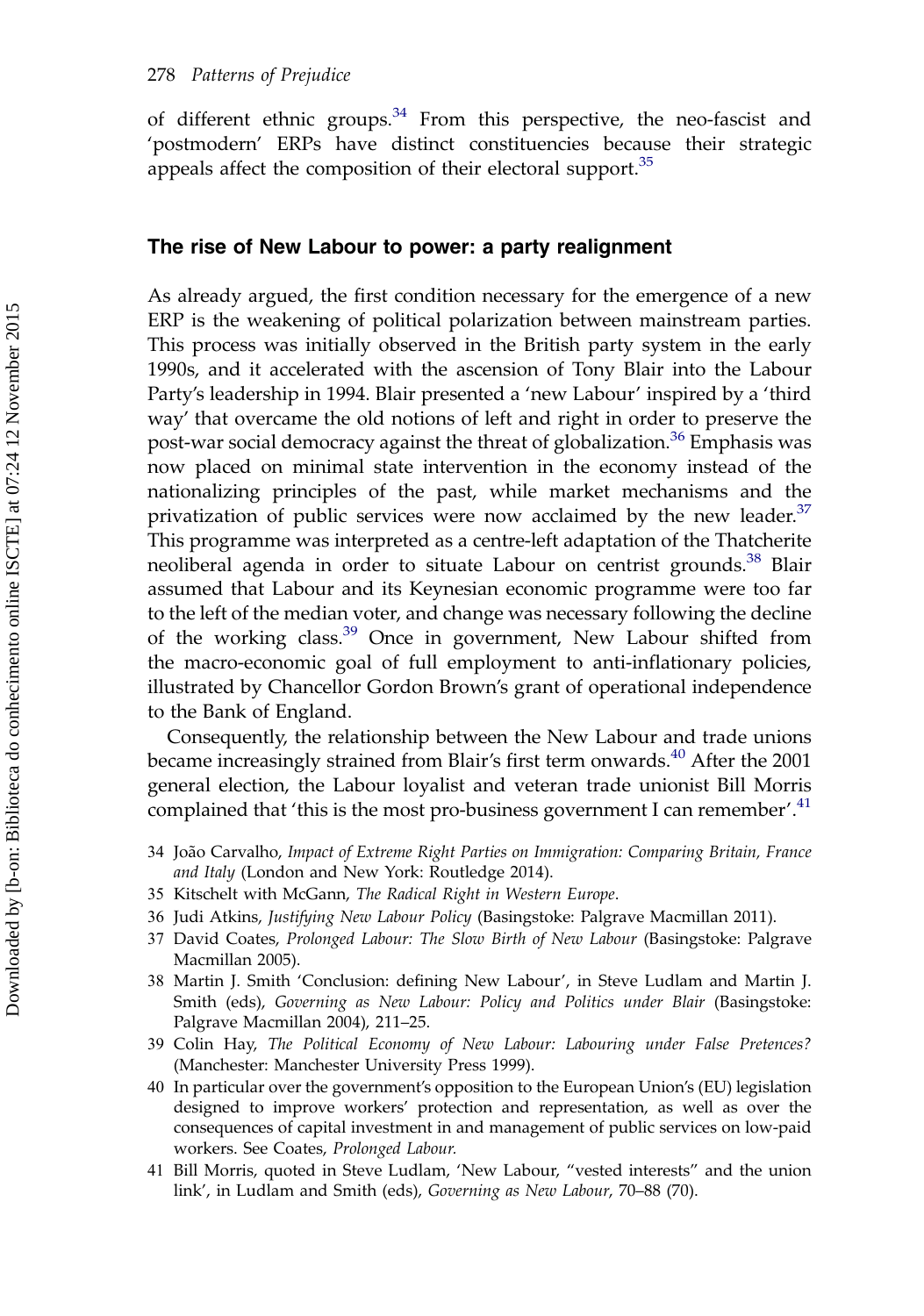of different ethnic groups.[34] From this perspective, the neo-fascist and 'postmodern' ERPs have distinct constituencies because their strategic appeals affect the composition of their electoral support.[35]

## The rise of New Labour to power: a party realignment

As already argued, the first condition necessary for the emergence of a new ERP is the weakening of political polarization between mainstream parties. This process was initially observed in the British party system in the early 1990s, and it accelerated with the ascension of Tony Blair into the Labour Party's leadership in 1994. Blair presented a 'new Labour' inspired by a 'third way' that overcame the old notions of left and right in order to preserve the post-war social democracy against the threat of globalization.[36] Emphasis was now placed on minimal state intervention in the economy instead of the nationalizing principles of the past, while market mechanisms and the privatization of public services were now acclaimed by the new leader.[37] This programme was interpreted as a centre-left adaptation of the Thatcherite neoliberal agenda in order to situate Labour on centrist grounds.[38] Blair assumed that Labour and its Keynesian economic programme were too far to the left of the median voter, and change was necessary following the decline of the working class.[39] Once in government, New Labour shifted from the macro-economic goal of full employment to anti-inflationary policies, illustrated by Chancellor Gordon Brown's grant of operational independence to the Bank of England.

Consequently, the relationship between the New Labour and trade unions became increasingly strained from Blair's first term onwards.[40] After the 2001 general election, the Labour loyalist and veteran trade unionist Bill Morris complained that 'this is the most pro-business government I can remember'.[41]

34 João Carvalho, *Impact of Extreme Right Parties on Immigration: Comparing Britain, France and Italy* (London and New York: Routledge 2014).

35 Kitschelt with McGann, *The Radical Right in Western Europe*.

36 Judi Atkins, *Justifying New Labour Policy* (Basingstoke: Palgrave Macmillan 2011).

37 David Coates, *Prolonged Labour: The Slow Birth of New Labour* (Basingstoke: Palgrave Macmillan 2005).

38 Martin J. Smith 'Conclusion: defining New Labour', in Steve Ludlam and Martin J. Smith (eds), *Governing as New Labour: Policy and Politics under Blair* (Basingstoke: Palgrave Macmillan 2004), 211–25.

39 Colin Hay, *The Political Economy of New Labour: Labouring under False Pretences?* (Manchester: Manchester University Press 1999).

40 In particular over the government's opposition to the European Union's (EU) legislation designed to improve workers' protection and representation, as well as over the consequences of capital investment in and management of public services on low-paid workers. See Coates, *Prolonged Labour.*

41 Bill Morris, quoted in Steve Ludlam, 'New Labour, "vested interests" and the union link', in Ludlam and Smith (eds), *Governing as New Labour*, 70–88 (70).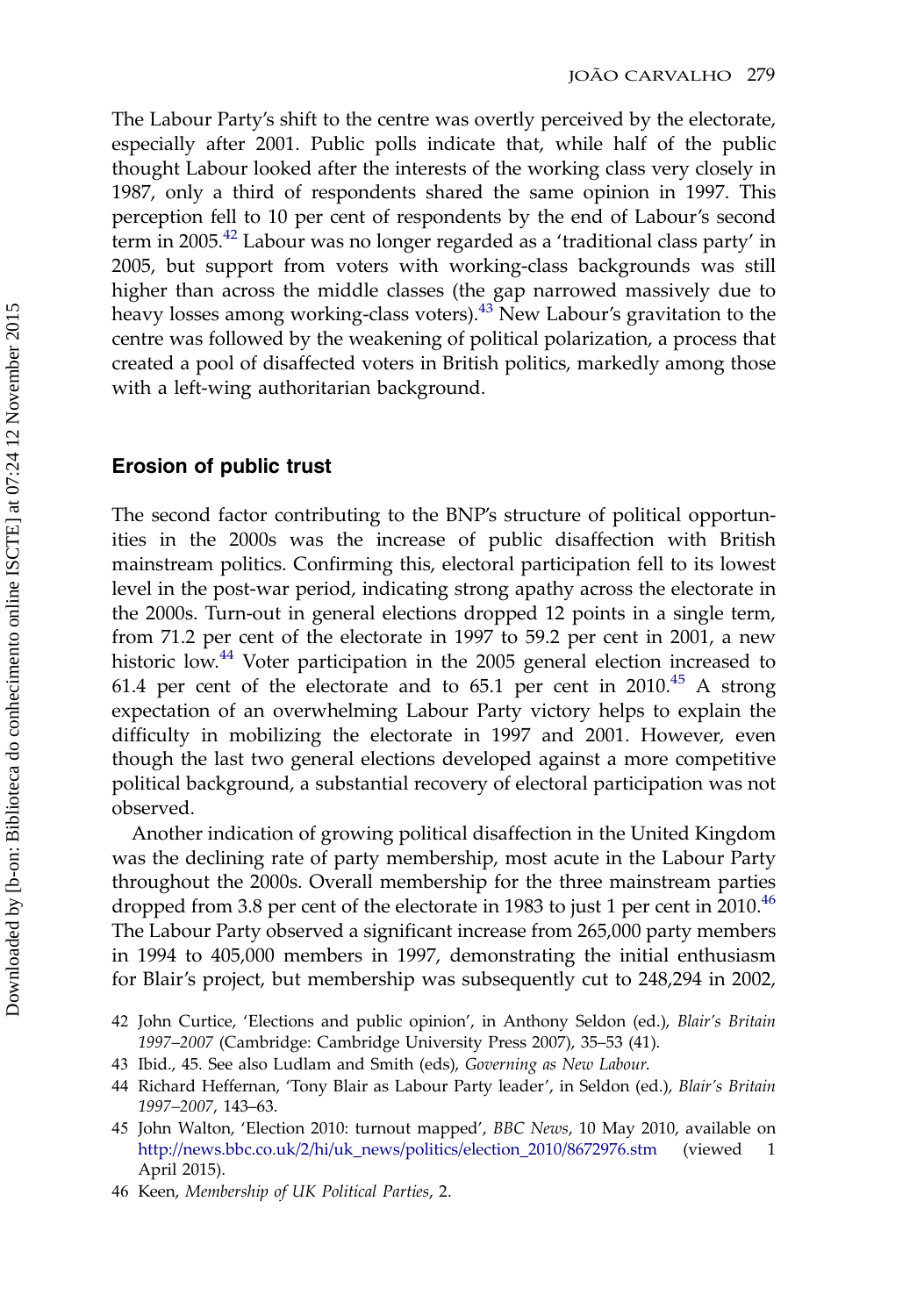The Labour Party's shift to the centre was overtly perceived by the electorate, especially after 2001. Public polls indicate that, while half of the public thought Labour looked after the interests of the working class very closely in 1987, only a third of respondents shared the same opinion in 1997. This perception fell to 10 per cent of respondents by the end of Labour's second term in 2005.[42] Labour was no longer regarded as a 'traditional class party' in 2005, but support from voters with working-class backgrounds was still higher than across the middle classes (the gap narrowed massively due to heavy losses among working-class voters).[43] New Labour's gravitation to the centre was followed by the weakening of political polarization, a process that created a pool of disaffected voters in British politics, markedly among those with a left-wing authoritarian background.

## Erosion of public trust

The second factor contributing to the BNP's structure of political opportunities in the 2000s was the increase of public disaffection with British mainstream politics. Confirming this, electoral participation fell to its lowest level in the post-war period, indicating strong apathy across the electorate in the 2000s. Turn-out in general elections dropped 12 points in a single term, from 71.2 per cent of the electorate in 1997 to 59.2 per cent in 2001, a new historic low.[44] Voter participation in the 2005 general election increased to 61.4 per cent of the electorate and to 65.1 per cent in 2010.[45] A strong expectation of an overwhelming Labour Party victory helps to explain the difficulty in mobilizing the electorate in 1997 and 2001. However, even though the last two general elections developed against a more competitive political background, a substantial recovery of electoral participation was not observed.

Another indication of growing political disaffection in the United Kingdom was the declining rate of party membership, most acute in the Labour Party throughout the 2000s. Overall membership for the three mainstream parties dropped from 3.8 per cent of the electorate in 1983 to just 1 per cent in 2010.[46] The Labour Party observed a significant increase from 265,000 party members in 1994 to 405,000 members in 1997, demonstrating the initial enthusiasm for Blair's project, but membership was subsequently cut to 248,294 in 2002,

42 John Curtice, 'Elections and public opinion', in Anthony Seldon (ed.), *Blair's Britain 1997–2007* (Cambridge: Cambridge University Press 2007), 35–53 (41).

43 Ibid., 45. See also Ludlam and Smith (eds), *Governing as New Labour*.

44 Richard Heffernan, 'Tony Blair as Labour Party leader', in Seldon (ed.), *Blair's Britain 1997–2007*, 143–63.

45 John Walton, 'Election 2010: turnout mapped', *BBC News*, 10 May 2010, available on http://news.bbc.co.uk/2/hi/uk_news/politics/election_2010/8672976.stm (viewed 1 April 2015).

46 Keen, *Membership of UK Political Parties*, 2.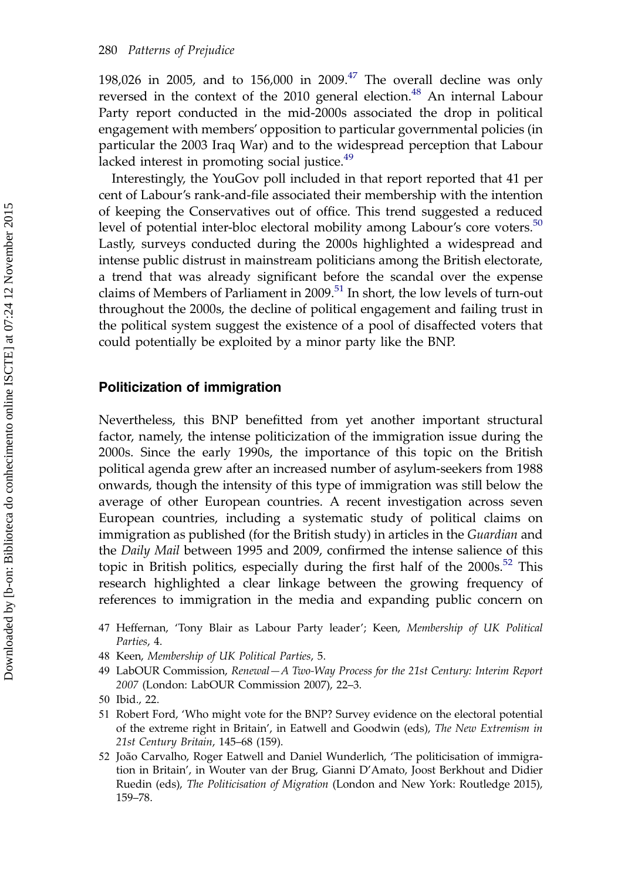198,026 in 2005, and to 156,000 in 2009.[47] The overall decline was only reversed in the context of the 2010 general election.[48] An internal Labour Party report conducted in the mid-2000s associated the drop in political engagement with members' opposition to particular governmental policies (in particular the 2003 Iraq War) and to the widespread perception that Labour lacked interest in promoting social justice.[49]

Interestingly, the YouGov poll included in that report reported that 41 per cent of Labour's rank-and-file associated their membership with the intention of keeping the Conservatives out of office. This trend suggested a reduced level of potential inter-bloc electoral mobility among Labour's core voters.[50] Lastly, surveys conducted during the 2000s highlighted a widespread and intense public distrust in mainstream politicians among the British electorate, a trend that was already significant before the scandal over the expense claims of Members of Parliament in 2009.[51] In short, the low levels of turn-out throughout the 2000s, the decline of political engagement and failing trust in the political system suggest the existence of a pool of disaffected voters that could potentially be exploited by a minor party like the BNP.

## Politicization of immigration

Nevertheless, this BNP benefitted from yet another important structural factor, namely, the intense politicization of the immigration issue during the 2000s. Since the early 1990s, the importance of this topic on the British political agenda grew after an increased number of asylum-seekers from 1988 onwards, though the intensity of this type of immigration was still below the average of other European countries. A recent investigation across seven European countries, including a systematic study of political claims on immigration as published (for the British study) in articles in the *Guardian* and the *Daily Mail* between 1995 and 2009, confirmed the intense salience of this topic in British politics, especially during the first half of the 2000s.[52] This research highlighted a clear linkage between the growing frequency of references to immigration in the media and expanding public concern on

47 Heffernan, 'Tony Blair as Labour Party leader'; Keen, *Membership of UK Political Parties*, 4.

48 Keen, *Membership of UK Political Parties*, 5.

49 LabOUR Commission, *Renewal—A Two-Way Process for the 21st Century: Interim Report 2007* (London: LabOUR Commission 2007), 22–3.

50 Ibid., 22.

51 Robert Ford, 'Who might vote for the BNP? Survey evidence on the electoral potential of the extreme right in Britain', in Eatwell and Goodwin (eds), *The New Extremism in 21st Century Britain*, 145–68 (159).

52 João Carvalho, Roger Eatwell and Daniel Wunderlich, 'The politicisation of immigration in Britain', in Wouter van der Brug, Gianni D'Amato, Joost Berkhout and Didier Ruedin (eds), *The Politicisation of Migration* (London and New York: Routledge 2015), 159–78.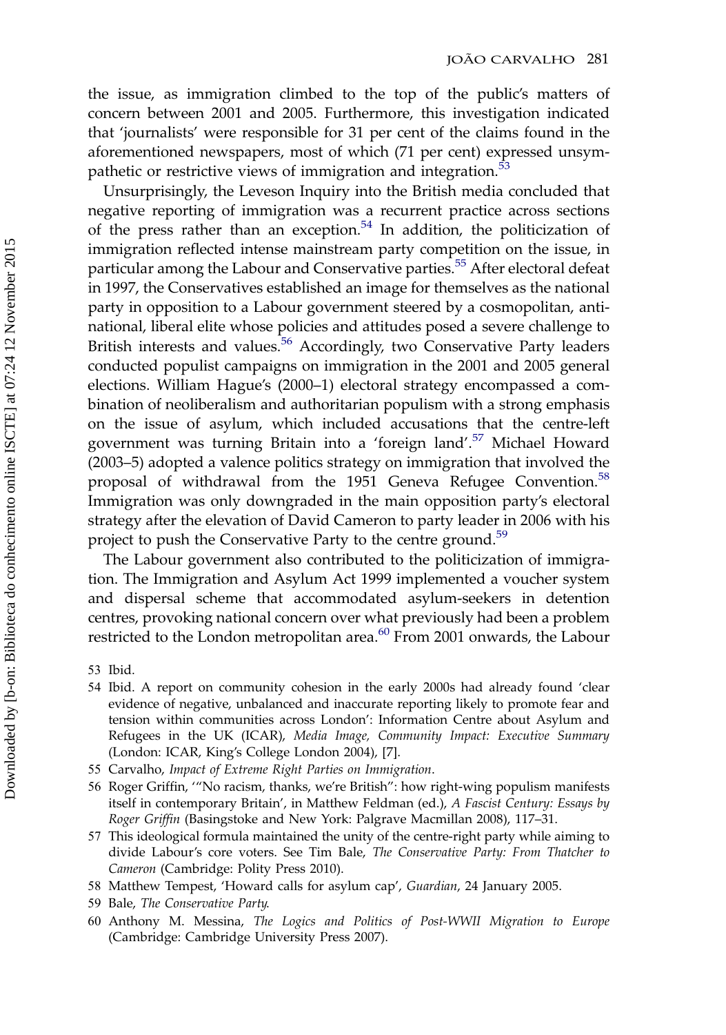the issue, as immigration climbed to the top of the public's matters of concern between 2001 and 2005. Furthermore, this investigation indicated that 'journalists' were responsible for 31 per cent of the claims found in the aforementioned newspapers, most of which (71 per cent) expressed unsympathetic or restrictive views of immigration and integration.[53]

Unsurprisingly, the Leveson Inquiry into the British media concluded that negative reporting of immigration was a recurrent practice across sections of the press rather than an exception.[54] In addition, the politicization of immigration reflected intense mainstream party competition on the issue, in particular among the Labour and Conservative parties.[55] After electoral defeat in 1997, the Conservatives established an image for themselves as the national party in opposition to a Labour government steered by a cosmopolitan, anti-national, liberal elite whose policies and attitudes posed a severe challenge to British interests and values.[56] Accordingly, two Conservative Party leaders conducted populist campaigns on immigration in the 2001 and 2005 general elections. William Hague's (2000–1) electoral strategy encompassed a combination of neoliberalism and authoritarian populism with a strong emphasis on the issue of asylum, which included accusations that the centre-left government was turning Britain into a 'foreign land'.[57] Michael Howard (2003–5) adopted a valence politics strategy on immigration that involved the proposal of withdrawal from the 1951 Geneva Refugee Convention.[58] Immigration was only downgraded in the main opposition party's electoral strategy after the elevation of David Cameron to party leader in 2006 with his project to push the Conservative Party to the centre ground.[59]

The Labour government also contributed to the politicization of immigration. The Immigration and Asylum Act 1999 implemented a voucher system and dispersal scheme that accommodated asylum-seekers in detention centres, provoking national concern over what previously had been a problem restricted to the London metropolitan area.[60] From 2001 onwards, the Labour

53 Ibid.

54 Ibid. A report on community cohesion in the early 2000s had already found 'clear evidence of negative, unbalanced and inaccurate reporting likely to promote fear and tension within communities across London': Information Centre about Asylum and Refugees in the UK (ICAR), *Media Image, Community Impact: Executive Summary* (London: ICAR, King's College London 2004), [7].

55 Carvalho, *Impact of Extreme Right Parties on Immigration*.

56 Roger Griffin, '"No racism, thanks, we're British": how right-wing populism manifests itself in contemporary Britain', in Matthew Feldman (ed.), *A Fascist Century: Essays by Roger Griffin* (Basingstoke and New York: Palgrave Macmillan 2008), 117–31.

57 This ideological formula maintained the unity of the centre-right party while aiming to divide Labour's core voters. See Tim Bale, *The Conservative Party: From Thatcher to Cameron* (Cambridge: Polity Press 2010).

58 Matthew Tempest, 'Howard calls for asylum cap', *Guardian*, 24 January 2005.

59 Bale, *The Conservative Party*.

60 Anthony M. Messina, *The Logics and Politics of Post-WWII Migration to Europe* (Cambridge: Cambridge University Press 2007).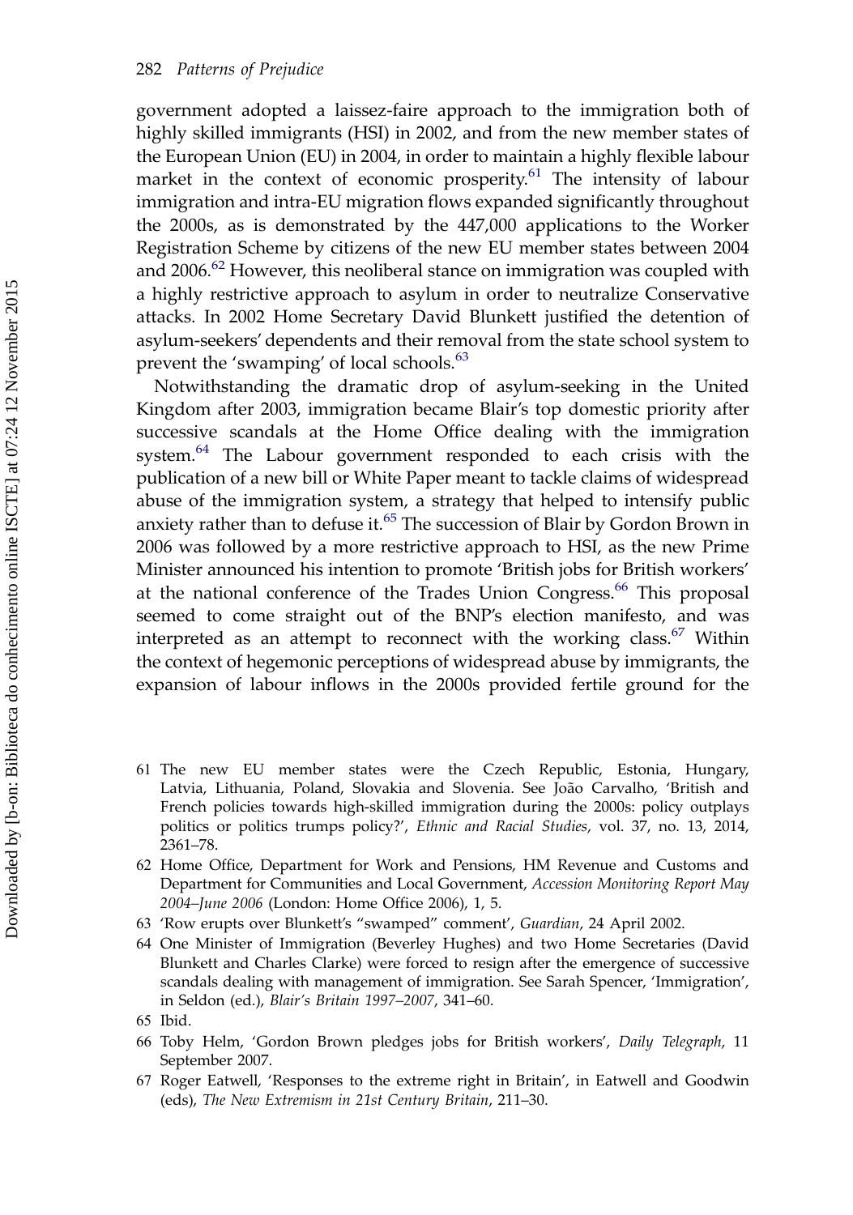government adopted a laissez-faire approach to the immigration both of highly skilled immigrants (HSI) in 2002, and from the new member states of the European Union (EU) in 2004, in order to maintain a highly flexible labour market in the context of economic prosperity.[61] The intensity of labour immigration and intra-EU migration flows expanded significantly throughout the 2000s, as is demonstrated by the 447,000 applications to the Worker Registration Scheme by citizens of the new EU member states between 2004 and 2006.[62] However, this neoliberal stance on immigration was coupled with a highly restrictive approach to asylum in order to neutralize Conservative attacks. In 2002 Home Secretary David Blunkett justified the detention of asylum-seekers' dependents and their removal from the state school system to prevent the 'swamping' of local schools.[63]

Notwithstanding the dramatic drop of asylum-seeking in the United Kingdom after 2003, immigration became Blair's top domestic priority after successive scandals at the Home Office dealing with the immigration system.[64] The Labour government responded to each crisis with the publication of a new bill or White Paper meant to tackle claims of widespread abuse of the immigration system, a strategy that helped to intensify public anxiety rather than to defuse it.[65] The succession of Blair by Gordon Brown in 2006 was followed by a more restrictive approach to HSI, as the new Prime Minister announced his intention to promote 'British jobs for British workers' at the national conference of the Trades Union Congress.[66] This proposal seemed to come straight out of the BNP's election manifesto, and was interpreted as an attempt to reconnect with the working class.[67] Within the context of hegemonic perceptions of widespread abuse by immigrants, the expansion of labour inflows in the 2000s provided fertile ground for the

61 The new EU member states were the Czech Republic, Estonia, Hungary, Latvia, Lithuania, Poland, Slovakia and Slovenia. See João Carvalho, 'British and French policies towards high-skilled immigration during the 2000s: policy outplays politics or politics trumps policy?', *Ethnic and Racial Studies*, vol. 37, no. 13, 2014, 2361–78.

62 Home Office, Department for Work and Pensions, HM Revenue and Customs and Department for Communities and Local Government, *Accession Monitoring Report May 2004–June 2006* (London: Home Office 2006), 1, 5.

63 'Row erupts over Blunkett's "swamped" comment', *Guardian*, 24 April 2002.

64 One Minister of Immigration (Beverley Hughes) and two Home Secretaries (David Blunkett and Charles Clarke) were forced to resign after the emergence of successive scandals dealing with management of immigration. See Sarah Spencer, 'Immigration', in Seldon (ed.), *Blair's Britain 1997–2007*, 341–60.

65 Ibid.

66 Toby Helm, 'Gordon Brown pledges jobs for British workers', *Daily Telegraph*, 11 September 2007.

67 Roger Eatwell, 'Responses to the extreme right in Britain', in Eatwell and Goodwin (eds), *The New Extremism in 21st Century Britain*, 211–30.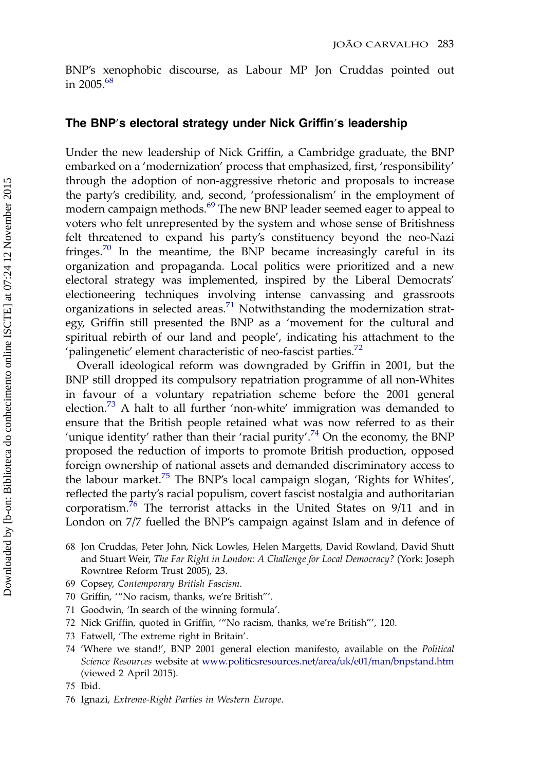BNP's xenophobic discourse, as Labour MP Jon Cruddas pointed out in 2005.[68]

## The BNP's electoral strategy under Nick Griffin's leadership

Under the new leadership of Nick Griffin, a Cambridge graduate, the BNP embarked on a 'modernization' process that emphasized, first, 'responsibility' through the adoption of non-aggressive rhetoric and proposals to increase the party's credibility, and, second, 'professionalism' in the employment of modern campaign methods.[69] The new BNP leader seemed eager to appeal to voters who felt unrepresented by the system and whose sense of Britishness felt threatened to expand his party's constituency beyond the neo-Nazi fringes.[70] In the meantime, the BNP became increasingly careful in its organization and propaganda. Local politics were prioritized and a new electoral strategy was implemented, inspired by the Liberal Democrats' electioneering techniques involving intense canvassing and grassroots organizations in selected areas.[71] Notwithstanding the modernization strategy, Griffin still presented the BNP as a 'movement for the cultural and spiritual rebirth of our land and people', indicating his attachment to the 'palingenetic' element characteristic of neo-fascist parties.[72]

Overall ideological reform was downgraded by Griffin in 2001, but the BNP still dropped its compulsory repatriation programme of all non-Whites in favour of a voluntary repatriation scheme before the 2001 general election.[73] A halt to all further 'non-white' immigration was demanded to ensure that the British people retained what was now referred to as their 'unique identity' rather than their 'racial purity'.[74] On the economy, the BNP proposed the reduction of imports to promote British production, opposed foreign ownership of national assets and demanded discriminatory access to the labour market.[75] The BNP's local campaign slogan, 'Rights for Whites', reflected the party's racial populism, covert fascist nostalgia and authoritarian corporatism.[76] The terrorist attacks in the United States on 9/11 and in London on 7/7 fuelled the BNP's campaign against Islam and in defence of

68 Jon Cruddas, Peter John, Nick Lowles, Helen Margetts, David Rowland, David Shutt and Stuart Weir, *The Far Right in London: A Challenge for Local Democracy?* (York: Joseph Rowntree Reform Trust 2005), 23.

69 Copsey, *Contemporary British Fascism*.

70 Griffin, '"No racism, thanks, we're British"'.

71 Goodwin, 'In search of the winning formula'.

72 Nick Griffin, quoted in Griffin, '"No racism, thanks, we're British"', 120.

73 Eatwell, 'The extreme right in Britain'.

74 'Where we stand!', BNP 2001 general election manifesto, available on the *Political Science Resources* website at www.politicsresources.net/area/uk/e01/man/bnpstand.htm (viewed 2 April 2015).

75 Ibid.

76 Ignazi, *Extreme-Right Parties in Western Europe*.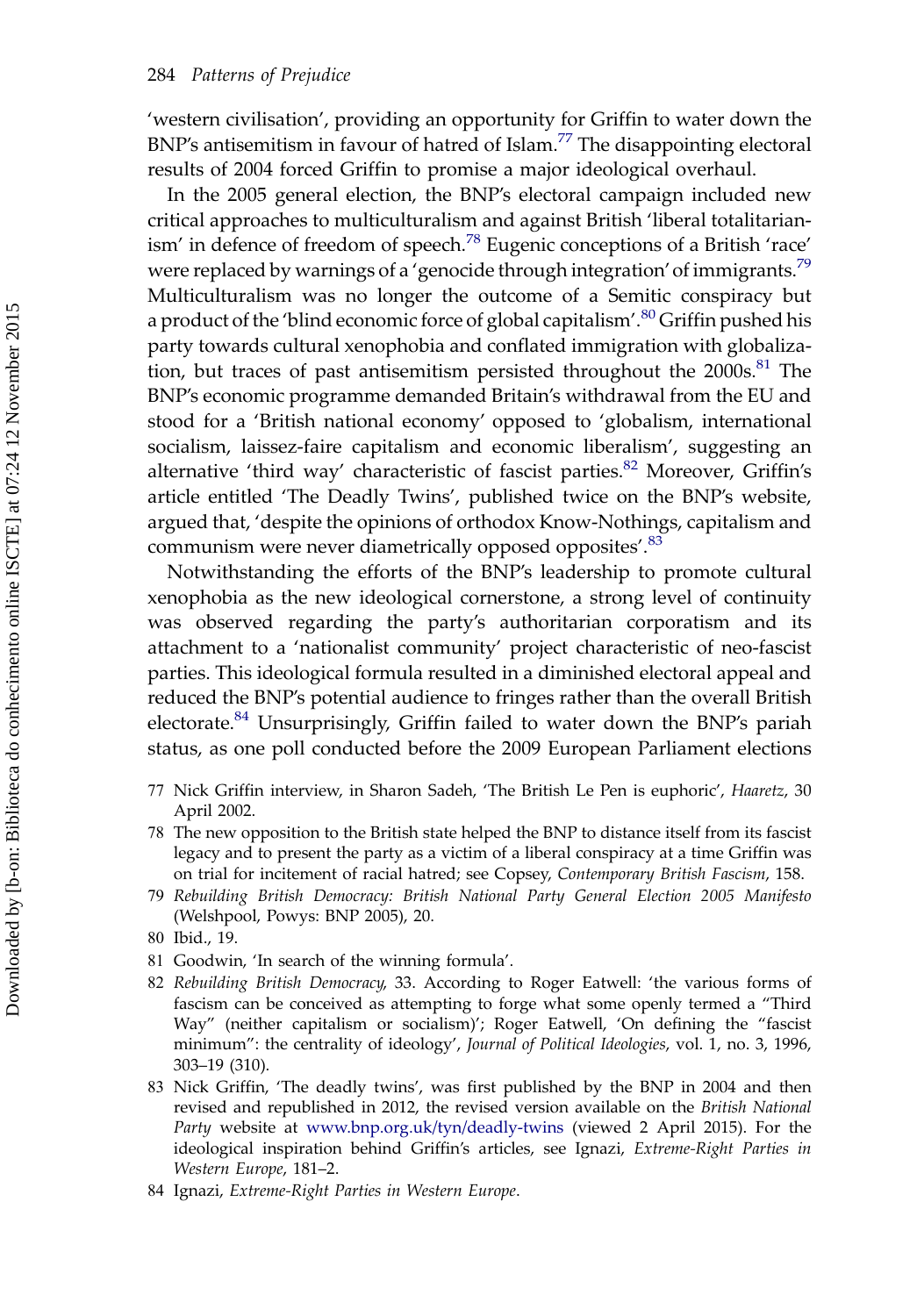'western civilisation', providing an opportunity for Griffin to water down the BNP's antisemitism in favour of hatred of Islam.[77] The disappointing electoral results of 2004 forced Griffin to promise a major ideological overhaul.

In the 2005 general election, the BNP's electoral campaign included new critical approaches to multiculturalism and against British 'liberal totalitarianism' in defence of freedom of speech.[78] Eugenic conceptions of a British 'race' were replaced by warnings of a 'genocide through integration' of immigrants.[79] Multiculturalism was no longer the outcome of a Semitic conspiracy but a product of the 'blind economic force of global capitalism'.[80] Griffin pushed his party towards cultural xenophobia and conflated immigration with globalization, but traces of past antisemitism persisted throughout the 2000s.[81] The BNP's economic programme demanded Britain's withdrawal from the EU and stood for a 'British national economy' opposed to 'globalism, international socialism, laissez-faire capitalism and economic liberalism', suggesting an alternative 'third way' characteristic of fascist parties.[82] Moreover, Griffin's article entitled 'The Deadly Twins', published twice on the BNP's website, argued that, 'despite the opinions of orthodox Know-Nothings, capitalism and communism were never diametrically opposed opposites'.[83]

Notwithstanding the efforts of the BNP's leadership to promote cultural xenophobia as the new ideological cornerstone, a strong level of continuity was observed regarding the party's authoritarian corporatism and its attachment to a 'nationalist community' project characteristic of neo-fascist parties. This ideological formula resulted in a diminished electoral appeal and reduced the BNP's potential audience to fringes rather than the overall British electorate.[84] Unsurprisingly, Griffin failed to water down the BNP's pariah status, as one poll conducted before the 2009 European Parliament elections

77 Nick Griffin interview, in Sharon Sadeh, 'The British Le Pen is euphoric', *Haaretz*, 30 April 2002.

78 The new opposition to the British state helped the BNP to distance itself from its fascist legacy and to present the party as a victim of a liberal conspiracy at a time Griffin was on trial for incitement of racial hatred; see Copsey, *Contemporary British Fascism*, 158.

79 *Rebuilding British Democracy: British National Party General Election 2005 Manifesto* (Welshpool, Powys: BNP 2005), 20.

80 Ibid., 19.

81 Goodwin, 'In search of the winning formula'.

82 *Rebuilding British Democracy*, 33. According to Roger Eatwell: 'the various forms of fascism can be conceived as attempting to forge what some openly termed a "Third Way" (neither capitalism or socialism)'; Roger Eatwell, 'On defining the "fascist minimum": the centrality of ideology', *Journal of Political Ideologies*, vol. 1, no. 3, 1996, 303–19 (310).

83 Nick Griffin, 'The deadly twins', was first published by the BNP in 2004 and then revised and republished in 2012, the revised version available on the *British National Party* website at www.bnp.org.uk/tyn/deadly-twins (viewed 2 April 2015). For the ideological inspiration behind Griffin's articles, see Ignazi, *Extreme-Right Parties in Western Europe*, 181–2.

84 Ignazi, *Extreme-Right Parties in Western Europe*.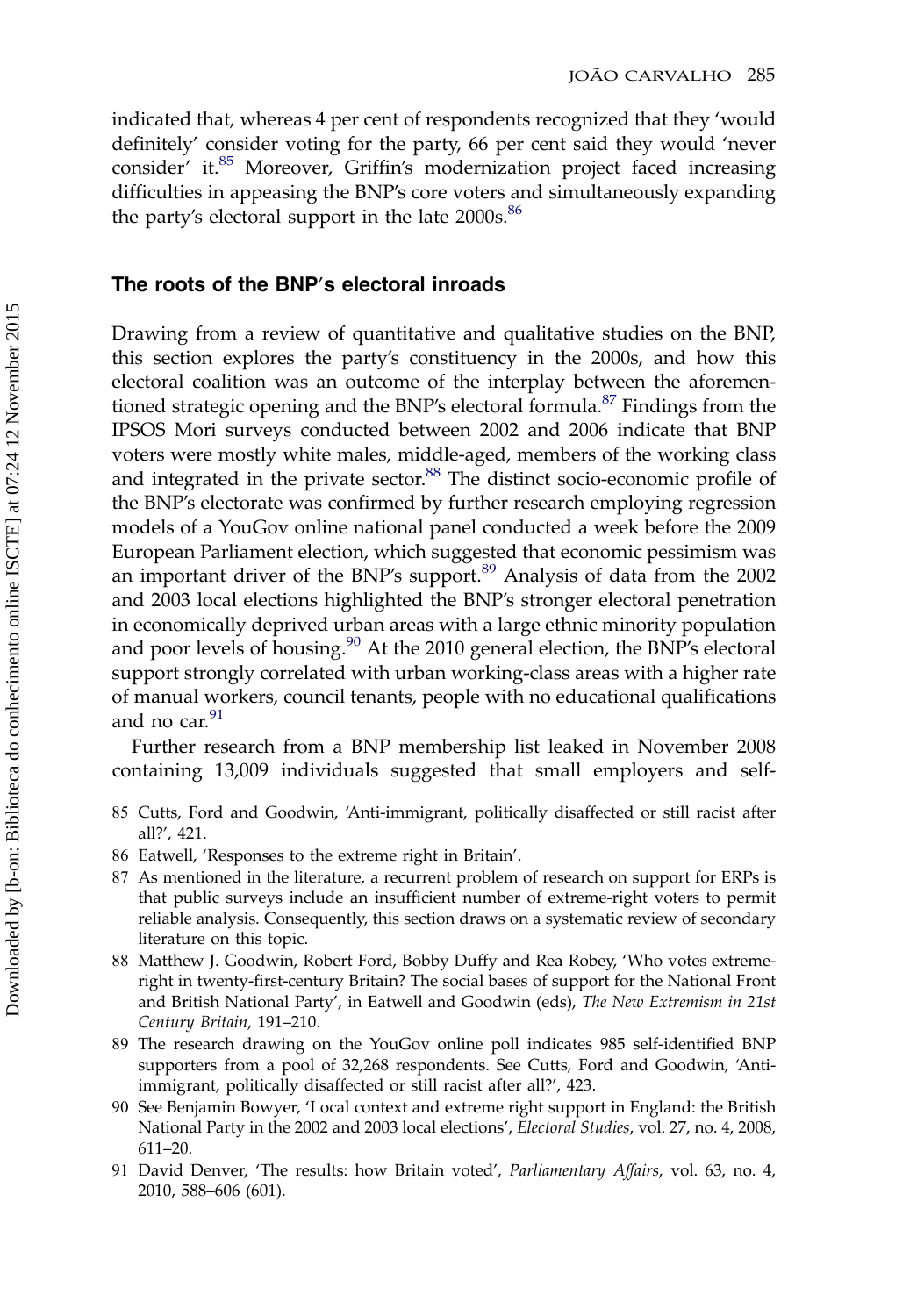indicated that, whereas 4 per cent of respondents recognized that they 'would definitely' consider voting for the party, 66 per cent said they would 'never consider' it.[85] Moreover, Griffin's modernization project faced increasing difficulties in appeasing the BNP's core voters and simultaneously expanding the party's electoral support in the late 2000s.[86]

## The roots of the BNP′s electoral inroads

Drawing from a review of quantitative and qualitative studies on the BNP, this section explores the party's constituency in the 2000s, and how this electoral coalition was an outcome of the interplay between the aforementioned strategic opening and the BNP's electoral formula.[87] Findings from the IPSOS Mori surveys conducted between 2002 and 2006 indicate that BNP voters were mostly white males, middle-aged, members of the working class and integrated in the private sector.[88] The distinct socio-economic profile of the BNP's electorate was confirmed by further research employing regression models of a YouGov online national panel conducted a week before the 2009 European Parliament election, which suggested that economic pessimism was an important driver of the BNP's support.[89] Analysis of data from the 2002 and 2003 local elections highlighted the BNP's stronger electoral penetration in economically deprived urban areas with a large ethnic minority population and poor levels of housing.[90] At the 2010 general election, the BNP's electoral support strongly correlated with urban working-class areas with a higher rate of manual workers, council tenants, people with no educational qualifications and no car.[91]

Further research from a BNP membership list leaked in November 2008 containing 13,009 individuals suggested that small employers and self-

85 Cutts, Ford and Goodwin, 'Anti-immigrant, politically disaffected or still racist after all?', 421.

86 Eatwell, 'Responses to the extreme right in Britain'.

87 As mentioned in the literature, a recurrent problem of research on support for ERPs is that public surveys include an insufficient number of extreme-right voters to permit reliable analysis. Consequently, this section draws on a systematic review of secondary literature on this topic.

88 Matthew J. Goodwin, Robert Ford, Bobby Duffy and Rea Robey, 'Who votes extreme-right in twenty-first-century Britain? The social bases of support for the National Front and British National Party', in Eatwell and Goodwin (eds), *The New Extremism in 21st Century Britain*, 191–210.

89 The research drawing on the YouGov online poll indicates 985 self-identified BNP supporters from a pool of 32,268 respondents. See Cutts, Ford and Goodwin, 'Anti-immigrant, politically disaffected or still racist after all?', 423.

90 See Benjamin Bowyer, 'Local context and extreme right support in England: the British National Party in the 2002 and 2003 local elections', *Electoral Studies*, vol. 27, no. 4, 2008, 611–20.

91 David Denver, 'The results: how Britain voted', *Parliamentary Affairs*, vol. 63, no. 4, 2010, 588–606 (601).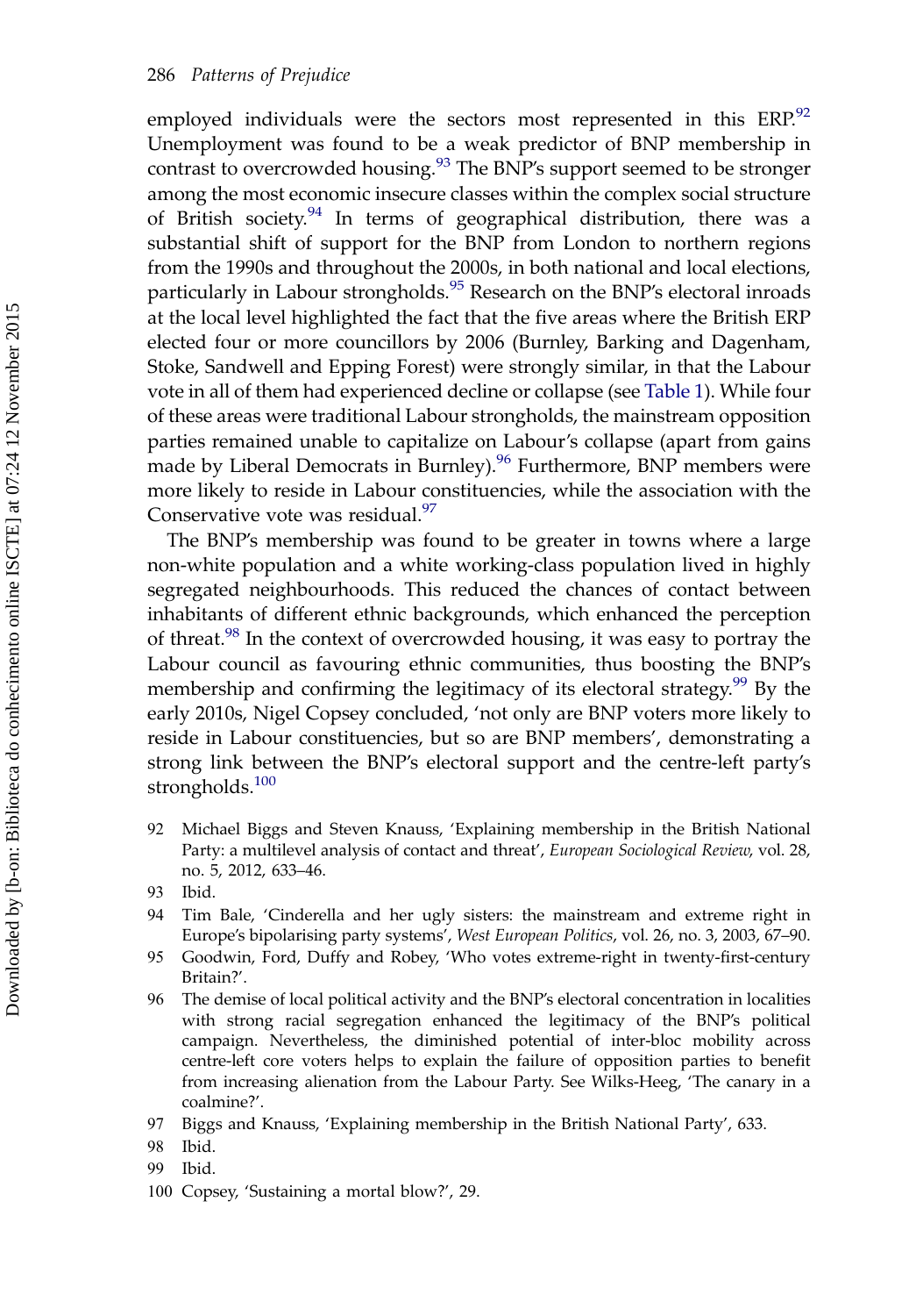employed individuals were the sectors most represented in this ERP.[92] Unemployment was found to be a weak predictor of BNP membership in contrast to overcrowded housing.[93] The BNP's support seemed to be stronger among the most economic insecure classes within the complex social structure of British society.[94] In terms of geographical distribution, there was a substantial shift of support for the BNP from London to northern regions from the 1990s and throughout the 2000s, in both national and local elections, particularly in Labour strongholds.[95] Research on the BNP's electoral inroads at the local level highlighted the fact that the five areas where the British ERP elected four or more councillors by 2006 (Burnley, Barking and Dagenham, Stoke, Sandwell and Epping Forest) were strongly similar, in that the Labour vote in all of them had experienced decline or collapse (see Table 1). While four of these areas were traditional Labour strongholds, the mainstream opposition parties remained unable to capitalize on Labour's collapse (apart from gains made by Liberal Democrats in Burnley).[96] Furthermore, BNP members were more likely to reside in Labour constituencies, while the association with the Conservative vote was residual.[97]

The BNP's membership was found to be greater in towns where a large non-white population and a white working-class population lived in highly segregated neighbourhoods. This reduced the chances of contact between inhabitants of different ethnic backgrounds, which enhanced the perception of threat.[98] In the context of overcrowded housing, it was easy to portray the Labour council as favouring ethnic communities, thus boosting the BNP's membership and confirming the legitimacy of its electoral strategy.[99] By the early 2010s, Nigel Copsey concluded, 'not only are BNP voters more likely to reside in Labour constituencies, but so are BNP members', demonstrating a strong link between the BNP's electoral support and the centre-left party's strongholds.[100]

92 Michael Biggs and Steven Knauss, 'Explaining membership in the British National Party: a multilevel analysis of contact and threat', *European Sociological Review*, vol. 28, no. 5, 2012, 633–46.

93 Ibid.

94 Tim Bale, 'Cinderella and her ugly sisters: the mainstream and extreme right in Europe's bipolarising party systems', *West European Politics*, vol. 26, no. 3, 2003, 67–90.

95 Goodwin, Ford, Duffy and Robey, 'Who votes extreme-right in twenty-first-century Britain?'.

96 The demise of local political activity and the BNP's electoral concentration in localities with strong racial segregation enhanced the legitimacy of the BNP's political campaign. Nevertheless, the diminished potential of inter-bloc mobility across centre-left core voters helps to explain the failure of opposition parties to benefit from increasing alienation from the Labour Party. See Wilks-Heeg, 'The canary in a coalmine?'.

97 Biggs and Knauss, 'Explaining membership in the British National Party', 633.

98 Ibid.

99 Ibid.

100 Copsey, 'Sustaining a mortal blow?', 29.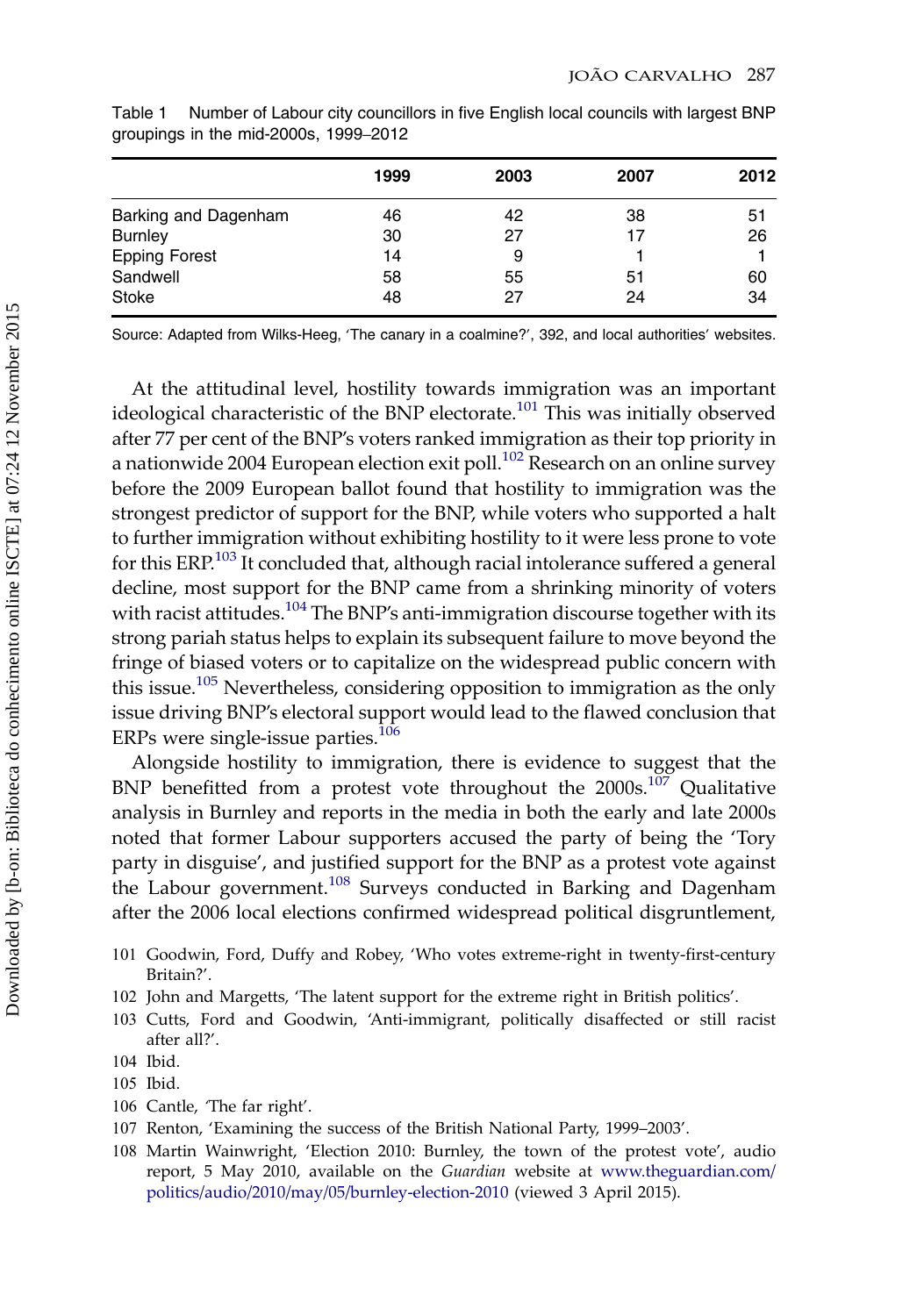Table 1 Number of Labour city councillors in five English local councils with largest BNP groupings in the mid-2000s, 1999–2012

| | 1999 | 2003 | 2007 | 2012 |
|---|---|---|---|---|
| Barking and Dagenham | 46 | 42 | 38 | 51 |
| Burnley | 30 | 27 | 17 | 26 |
| Epping Forest | 14 | 9 | 1 | 1 |
| Sandwell | 58 | 55 | 51 | 60 |
| Stoke | 48 | 27 | 24 | 34 |

Source: Adapted from Wilks-Heeg, 'The canary in a coalmine?', 392, and local authorities' websites.

At the attitudinal level, hostility towards immigration was an important ideological characteristic of the BNP electorate.[101] This was initially observed after 77 per cent of the BNP's voters ranked immigration as their top priority in a nationwide 2004 European election exit poll.[102] Research on an online survey before the 2009 European ballot found that hostility to immigration was the strongest predictor of support for the BNP, while voters who supported a halt to further immigration without exhibiting hostility to it were less prone to vote for this ERP.[103] It concluded that, although racial intolerance suffered a general decline, most support for the BNP came from a shrinking minority of voters with racist attitudes.[104] The BNP's anti-immigration discourse together with its strong pariah status helps to explain its subsequent failure to move beyond the fringe of biased voters or to capitalize on the widespread public concern with this issue.[105] Nevertheless, considering opposition to immigration as the only issue driving BNP's electoral support would lead to the flawed conclusion that ERPs were single-issue parties.[106]

Alongside hostility to immigration, there is evidence to suggest that the BNP benefitted from a protest vote throughout the 2000s.[107] Qualitative analysis in Burnley and reports in the media in both the early and late 2000s noted that former Labour supporters accused the party of being the 'Tory party in disguise', and justified support for the BNP as a protest vote against the Labour government.[108] Surveys conducted in Barking and Dagenham after the 2006 local elections confirmed widespread political disgruntlement,

101 Goodwin, Ford, Duffy and Robey, 'Who votes extreme-right in twenty-first-century Britain?'.

102 John and Margetts, 'The latent support for the extreme right in British politics'.

103 Cutts, Ford and Goodwin, 'Anti-immigrant, politically disaffected or still racist after all?'.

104 Ibid.

105 Ibid.

106 Cantle, 'The far right'.

107 Renton, 'Examining the success of the British National Party, 1999–2003'.

108 Martin Wainwright, 'Election 2010: Burnley, the town of the protest vote', audio report, 5 May 2010, available on the *Guardian* website at www.theguardian.com/politics/audio/2010/may/05/burnley-election-2010 (viewed 3 April 2015).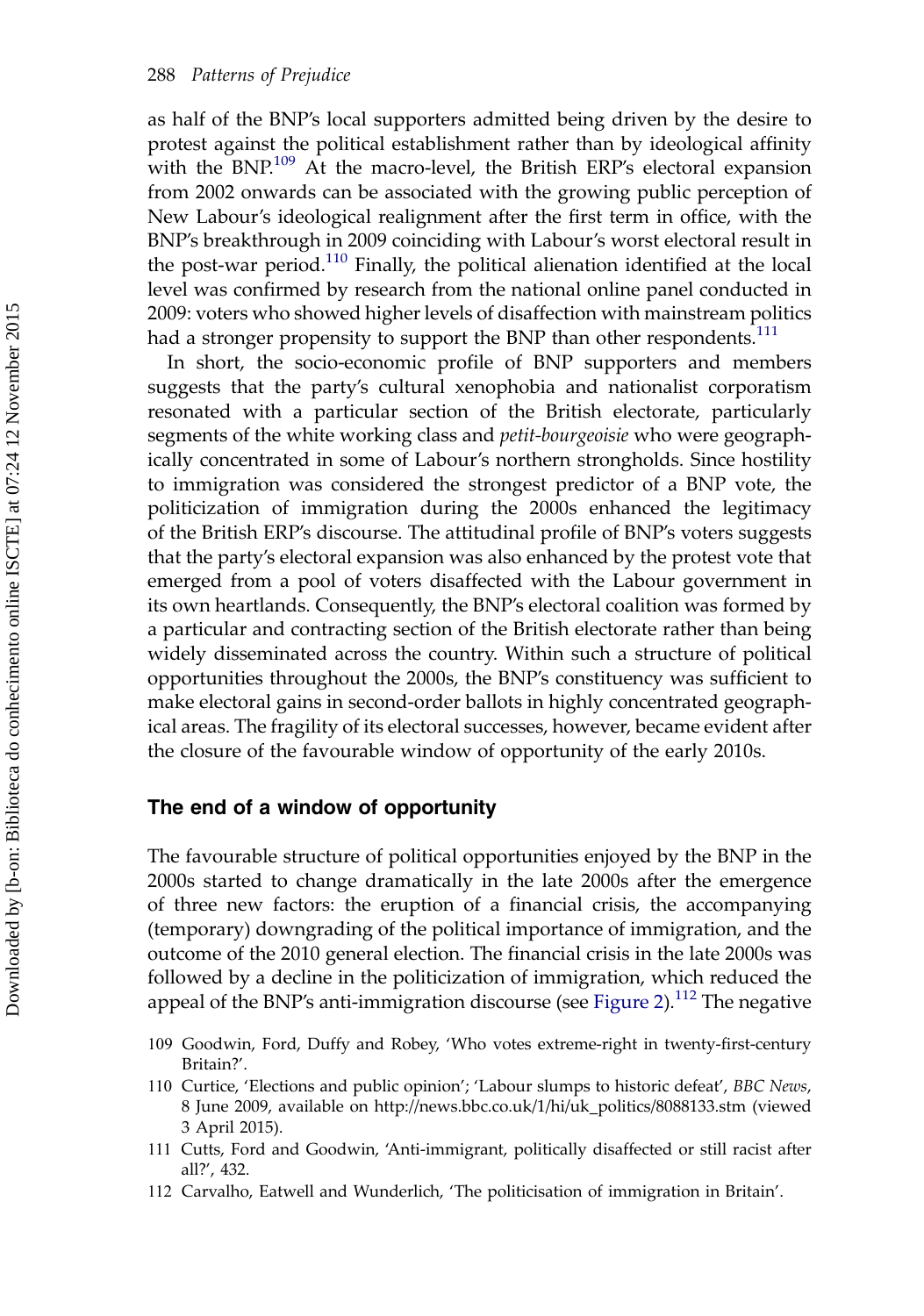as half of the BNP's local supporters admitted being driven by the desire to protest against the political establishment rather than by ideological affinity with the BNP.[109] At the macro-level, the British ERP's electoral expansion from 2002 onwards can be associated with the growing public perception of New Labour's ideological realignment after the first term in office, with the BNP's breakthrough in 2009 coinciding with Labour's worst electoral result in the post-war period.[110] Finally, the political alienation identified at the local level was confirmed by research from the national online panel conducted in 2009: voters who showed higher levels of disaffection with mainstream politics had a stronger propensity to support the BNP than other respondents.[111]

In short, the socio-economic profile of BNP supporters and members suggests that the party's cultural xenophobia and nationalist corporatism resonated with a particular section of the British electorate, particularly segments of the white working class and *petit-bourgeoisie* who were geographically concentrated in some of Labour's northern strongholds. Since hostility to immigration was considered the strongest predictor of a BNP vote, the politicization of immigration during the 2000s enhanced the legitimacy of the British ERP's discourse. The attitudinal profile of BNP's voters suggests that the party's electoral expansion was also enhanced by the protest vote that emerged from a pool of voters disaffected with the Labour government in its own heartlands. Consequently, the BNP's electoral coalition was formed by a particular and contracting section of the British electorate rather than being widely disseminated across the country. Within such a structure of political opportunities throughout the 2000s, the BNP's constituency was sufficient to make electoral gains in second-order ballots in highly concentrated geographical areas. The fragility of its electoral successes, however, became evident after the closure of the favourable window of opportunity of the early 2010s.

## The end of a window of opportunity

The favourable structure of political opportunities enjoyed by the BNP in the 2000s started to change dramatically in the late 2000s after the emergence of three new factors: the eruption of a financial crisis, the accompanying (temporary) downgrading of the political importance of immigration, and the outcome of the 2010 general election. The financial crisis in the late 2000s was followed by a decline in the politicization of immigration, which reduced the appeal of the BNP's anti-immigration discourse (see Figure 2).[112] The negative

109 Goodwin, Ford, Duffy and Robey, 'Who votes extreme-right in twenty-first-century Britain?'.

110 Curtice, 'Elections and public opinion'; 'Labour slumps to historic defeat', *BBC News*, 8 June 2009, available on http://news.bbc.co.uk/1/hi/uk_politics/8088133.stm (viewed 3 April 2015).

111 Cutts, Ford and Goodwin, 'Anti-immigrant, politically disaffected or still racist after all?', 432.

112 Carvalho, Eatwell and Wunderlich, 'The politicisation of immigration in Britain'.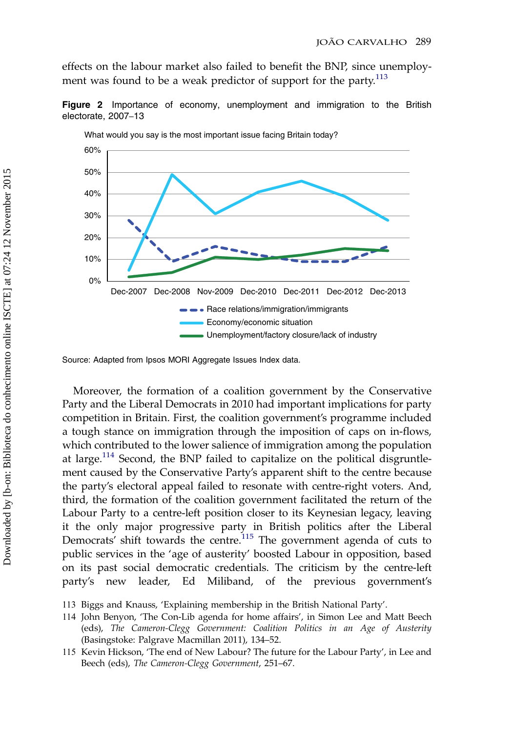effects on the labour market also failed to benefit the BNP, since unemployment was found to be a weak predictor of support for the party.[113]

**Figure 2** Importance of economy, unemployment and immigration to the British electorate, 2007–13

Source: Adapted from Ipsos MORI Aggregate Issues Index data.

Moreover, the formation of a coalition government by the Conservative Party and the Liberal Democrats in 2010 had important implications for party competition in Britain. First, the coalition government's programme included a tough stance on immigration through the imposition of caps on in-flows, which contributed to the lower salience of immigration among the population at large.[114] Second, the BNP failed to capitalize on the political disgruntlement caused by the Conservative Party's apparent shift to the centre because the party's electoral appeal failed to resonate with centre-right voters. And, third, the formation of the coalition government facilitated the return of the Labour Party to a centre-left position closer to its Keynesian legacy, leaving it the only major progressive party in British politics after the Liberal Democrats' shift towards the centre.[115] The government agenda of cuts to public services in the 'age of austerity' boosted Labour in opposition, based on its past social democratic credentials. The criticism by the centre-left party's new leader, Ed Miliband, of the previous government's

113 Biggs and Knauss, 'Explaining membership in the British National Party'.

114 John Benyon, 'The Con-Lib agenda for home affairs', in Simon Lee and Matt Beech (eds), *The Cameron-Clegg Government: Coalition Politics in an Age of Austerity* (Basingstoke: Palgrave Macmillan 2011), 134–52.

115 Kevin Hickson, 'The end of New Labour? The future for the Labour Party', in Lee and Beech (eds), *The Cameron-Clegg Government*, 251–67.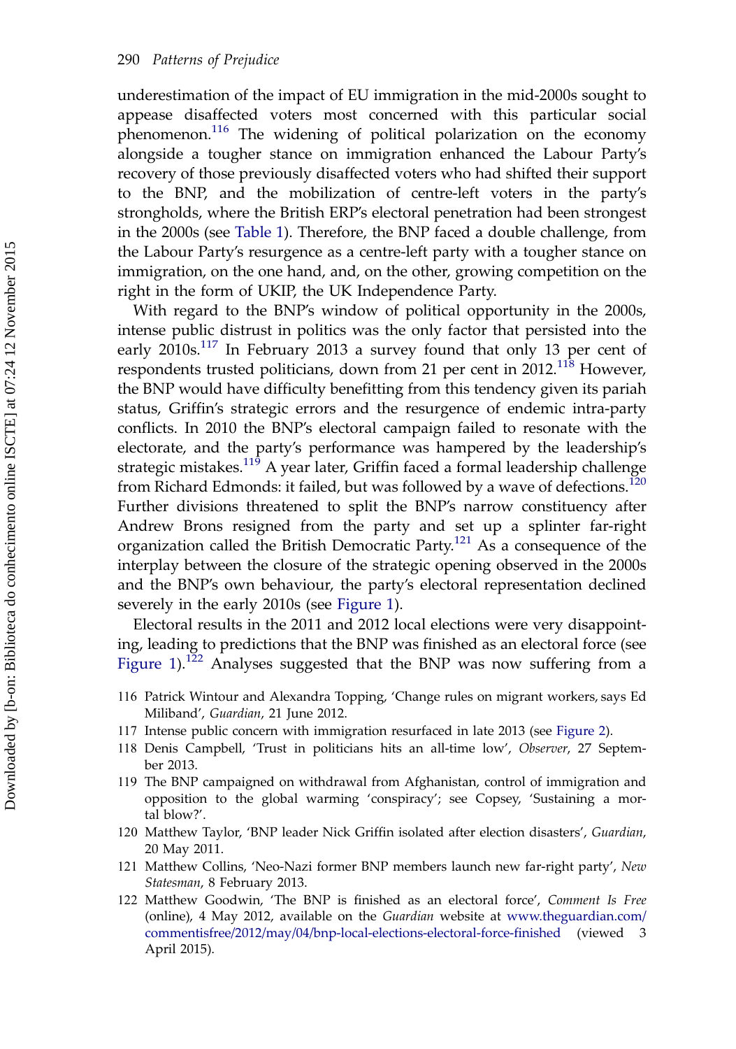underestimation of the impact of EU immigration in the mid-2000s sought to appease disaffected voters most concerned with this particular social phenomenon.[116] The widening of political polarization on the economy alongside a tougher stance on immigration enhanced the Labour Party's recovery of those previously disaffected voters who had shifted their support to the BNP, and the mobilization of centre-left voters in the party's strongholds, where the British ERP's electoral penetration had been strongest in the 2000s (see Table 1). Therefore, the BNP faced a double challenge, from the Labour Party's resurgence as a centre-left party with a tougher stance on immigration, on the one hand, and, on the other, growing competition on the right in the form of UKIP, the UK Independence Party.

With regard to the BNP's window of political opportunity in the 2000s, intense public distrust in politics was the only factor that persisted into the early 2010s.[117] In February 2013 a survey found that only 13 per cent of respondents trusted politicians, down from 21 per cent in 2012.[118] However, the BNP would have difficulty benefitting from this tendency given its pariah status, Griffin's strategic errors and the resurgence of endemic intra-party conflicts. In 2010 the BNP's electoral campaign failed to resonate with the electorate, and the party's performance was hampered by the leadership's strategic mistakes.[119] A year later, Griffin faced a formal leadership challenge from Richard Edmonds: it failed, but was followed by a wave of defections.[120] Further divisions threatened to split the BNP's narrow constituency after Andrew Brons resigned from the party and set up a splinter far-right organization called the British Democratic Party.[121] As a consequence of the interplay between the closure of the strategic opening observed in the 2000s and the BNP's own behaviour, the party's electoral representation declined severely in the early 2010s (see Figure 1).

Electoral results in the 2011 and 2012 local elections were very disappointing, leading to predictions that the BNP was finished as an electoral force (see Figure 1).[122] Analyses suggested that the BNP was now suffering from a

116 Patrick Wintour and Alexandra Topping, 'Change rules on migrant workers, says Ed Miliband', *Guardian*, 21 June 2012.

117 Intense public concern with immigration resurfaced in late 2013 (see Figure 2).

118 Denis Campbell, 'Trust in politicians hits an all-time low', *Observer*, 27 September 2013.

119 The BNP campaigned on withdrawal from Afghanistan, control of immigration and opposition to the global warming 'conspiracy'; see Copsey, 'Sustaining a mortal blow?'.

120 Matthew Taylor, 'BNP leader Nick Griffin isolated after election disasters', *Guardian*, 20 May 2011.

121 Matthew Collins, 'Neo-Nazi former BNP members launch new far-right party', *New Statesman*, 8 February 2013.

122 Matthew Goodwin, 'The BNP is finished as an electoral force', *Comment Is Free* (online), 4 May 2012, available on the *Guardian* website at www.theguardian.com/commentisfree/2012/may/04/bnp-local-elections-electoral-force-finished (viewed 3 April 2015).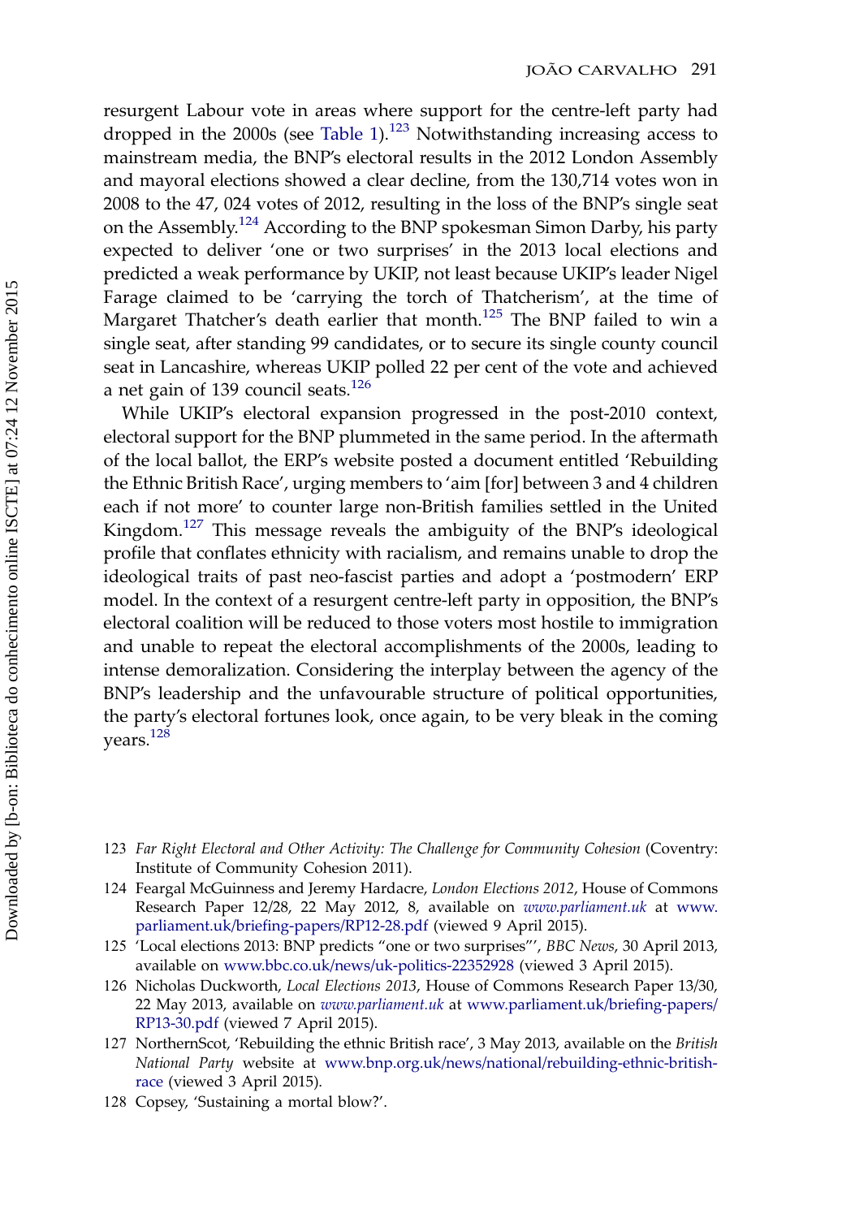resurgent Labour vote in areas where support for the centre-left party had dropped in the 2000s (see Table 1).[123] Notwithstanding increasing access to mainstream media, the BNP's electoral results in the 2012 London Assembly and mayoral elections showed a clear decline, from the 130,714 votes won in 2008 to the 47, 024 votes of 2012, resulting in the loss of the BNP's single seat on the Assembly.[124] According to the BNP spokesman Simon Darby, his party expected to deliver 'one or two surprises' in the 2013 local elections and predicted a weak performance by UKIP, not least because UKIP's leader Nigel Farage claimed to be 'carrying the torch of Thatcherism', at the time of Margaret Thatcher's death earlier that month.[125] The BNP failed to win a single seat, after standing 99 candidates, or to secure its single county council seat in Lancashire, whereas UKIP polled 22 per cent of the vote and achieved a net gain of 139 council seats.[126]

While UKIP's electoral expansion progressed in the post-2010 context, electoral support for the BNP plummeted in the same period. In the aftermath of the local ballot, the ERP's website posted a document entitled 'Rebuilding the Ethnic British Race', urging members to 'aim [for] between 3 and 4 children each if not more' to counter large non-British families settled in the United Kingdom.[127] This message reveals the ambiguity of the BNP's ideological profile that conflates ethnicity with racialism, and remains unable to drop the ideological traits of past neo-fascist parties and adopt a 'postmodern' ERP model. In the context of a resurgent centre-left party in opposition, the BNP's electoral coalition will be reduced to those voters most hostile to immigration and unable to repeat the electoral accomplishments of the 2000s, leading to intense demoralization. Considering the interplay between the agency of the BNP's leadership and the unfavourable structure of political opportunities, the party's electoral fortunes look, once again, to be very bleak in the coming years.[128]

123 *Far Right Electoral and Other Activity: The Challenge for Community Cohesion* (Coventry: Institute of Community Cohesion 2011).

124 Feargal McGuinness and Jeremy Hardacre, *London Elections 2012*, House of Commons Research Paper 12/28, 22 May 2012, 8, available on *www.parliament.uk* at www.parliament.uk/briefing-papers/RP12-28.pdf (viewed 9 April 2015).

125 'Local elections 2013: BNP predicts "one or two surprises"', *BBC News*, 30 April 2013, available on www.bbc.co.uk/news/uk-politics-22352928 (viewed 3 April 2015).

126 Nicholas Duckworth, *Local Elections 2013*, House of Commons Research Paper 13/30, 22 May 2013, available on *www.parliament.uk* at www.parliament.uk/briefing-papers/RP13-30.pdf (viewed 7 April 2015).

127 NorthernScot, 'Rebuilding the ethnic British race', 3 May 2013, available on the *British National Party* website at www.bnp.org.uk/news/national/rebuilding-ethnic-british-race (viewed 3 April 2015).

128 Copsey, 'Sustaining a mortal blow?'.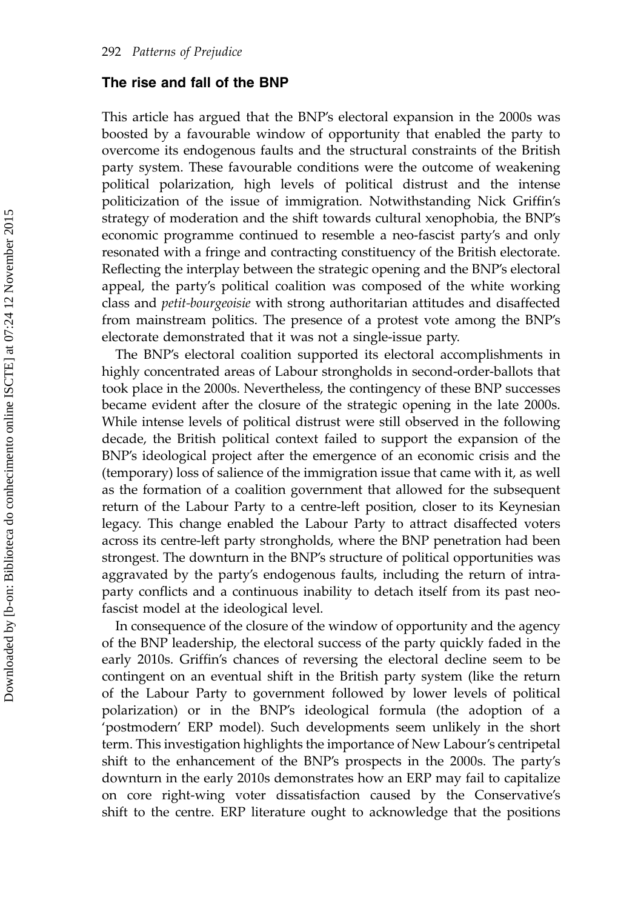## The rise and fall of the BNP

This article has argued that the BNP's electoral expansion in the 2000s was boosted by a favourable window of opportunity that enabled the party to overcome its endogenous faults and the structural constraints of the British party system. These favourable conditions were the outcome of weakening political polarization, high levels of political distrust and the intense politicization of the issue of immigration. Notwithstanding Nick Griffin's strategy of moderation and the shift towards cultural xenophobia, the BNP's economic programme continued to resemble a neo-fascist party's and only resonated with a fringe and contracting constituency of the British electorate. Reflecting the interplay between the strategic opening and the BNP's electoral appeal, the party's political coalition was composed of the white working class and *petit-bourgeoisie* with strong authoritarian attitudes and disaffected from mainstream politics. The presence of a protest vote among the BNP's electorate demonstrated that it was not a single-issue party.

The BNP's electoral coalition supported its electoral accomplishments in highly concentrated areas of Labour strongholds in second-order-ballots that took place in the 2000s. Nevertheless, the contingency of these BNP successes became evident after the closure of the strategic opening in the late 2000s. While intense levels of political distrust were still observed in the following decade, the British political context failed to support the expansion of the BNP's ideological project after the emergence of an economic crisis and the (temporary) loss of salience of the immigration issue that came with it, as well as the formation of a coalition government that allowed for the subsequent return of the Labour Party to a centre-left position, closer to its Keynesian legacy. This change enabled the Labour Party to attract disaffected voters across its centre-left party strongholds, where the BNP penetration had been strongest. The downturn in the BNP's structure of political opportunities was aggravated by the party's endogenous faults, including the return of intra-party conflicts and a continuous inability to detach itself from its past neo-fascist model at the ideological level.

In consequence of the closure of the window of opportunity and the agency of the BNP leadership, the electoral success of the party quickly faded in the early 2010s. Griffin's chances of reversing the electoral decline seem to be contingent on an eventual shift in the British party system (like the return of the Labour Party to government followed by lower levels of political polarization) or in the BNP's ideological formula (the adoption of a 'postmodern' ERP model). Such developments seem unlikely in the short term. This investigation highlights the importance of New Labour's centripetal shift to the enhancement of the BNP's prospects in the 2000s. The party's downturn in the early 2010s demonstrates how an ERP may fail to capitalize on core right-wing voter dissatisfaction caused by the Conservative's shift to the centre. ERP literature ought to acknowledge that the positions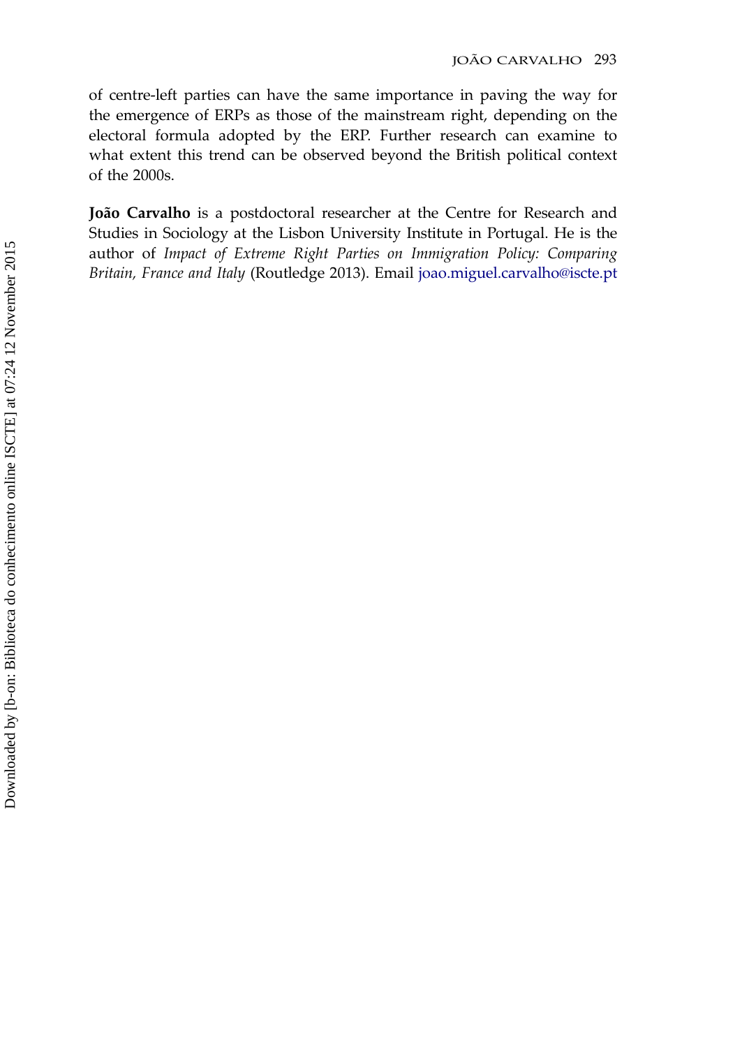of centre-left parties can have the same importance in paving the way for the emergence of ERPs as those of the mainstream right, depending on the electoral formula adopted by the ERP. Further research can examine to what extent this trend can be observed beyond the British political context of the 2000s.

**João Carvalho** is a postdoctoral researcher at the Centre for Research and Studies in Sociology at the Lisbon University Institute in Portugal. He is the author of *Impact of Extreme Right Parties on Immigration Policy: Comparing Britain, France and Italy* (Routledge 2013). Email joao.miguel.carvalho@iscte.pt